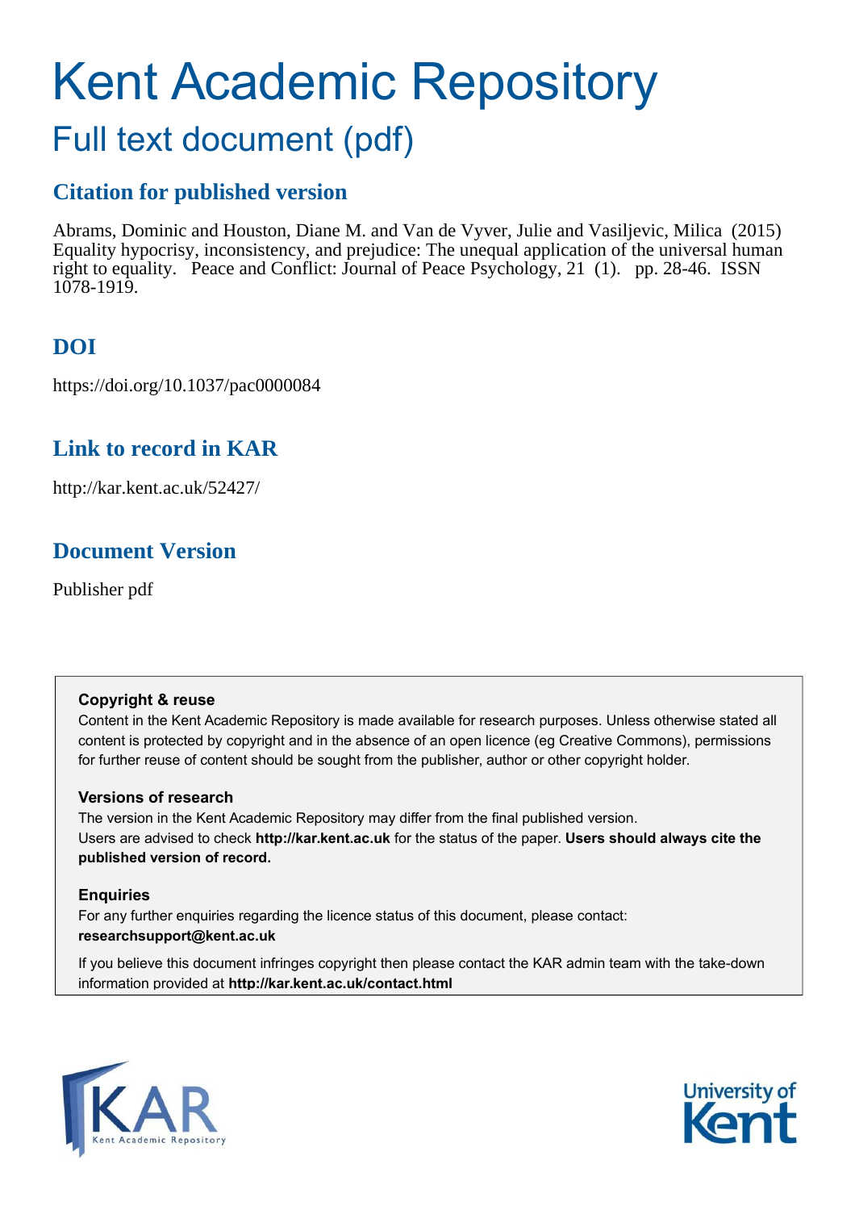# Kent Academic Repository

## Full text document (pdf)

### Citation for published version

Abrams, Dominic and Houston, Diane M. and Van de Vyver, Julie and Vasiljevic, Milica (2015) Equality hypocrisy, inconsistency, and prejudice: The unequal application of the universal human right to equality. Peace and Conflict: Journal of Peace Psychology, 21 (1). pp. 28-46. ISSN 1078-1919.

### DOI

https://doi.org/10.1037/pac0000084

### Link to record in KAR

http://kar.kent.ac.uk/52427/

### Document Version

Publisher pdf

**Copyright & reuse**

Content in the Kent Academic Repository is made available for research purposes. Unless otherwise stated all content is protected by copyright and in the absence of an open licence (eg Creative Commons), permissions for further reuse of content should be sought from the publisher, author or other copyright holder.

**Versions of research**

The version in the Kent Academic Repository may differ from the final published version. Users are advised to check **http://kar.kent.ac.uk** for the status of the paper. **Users should always cite the published version of record.**

**Enquiries**

For any further enquiries regarding the licence status of this document, please contact: **researchsupport@kent.ac.uk**

If you believe this document infringes copyright then please contact the KAR admin team with the take-down information provided at **http://kar.kent.ac.uk/contact.html**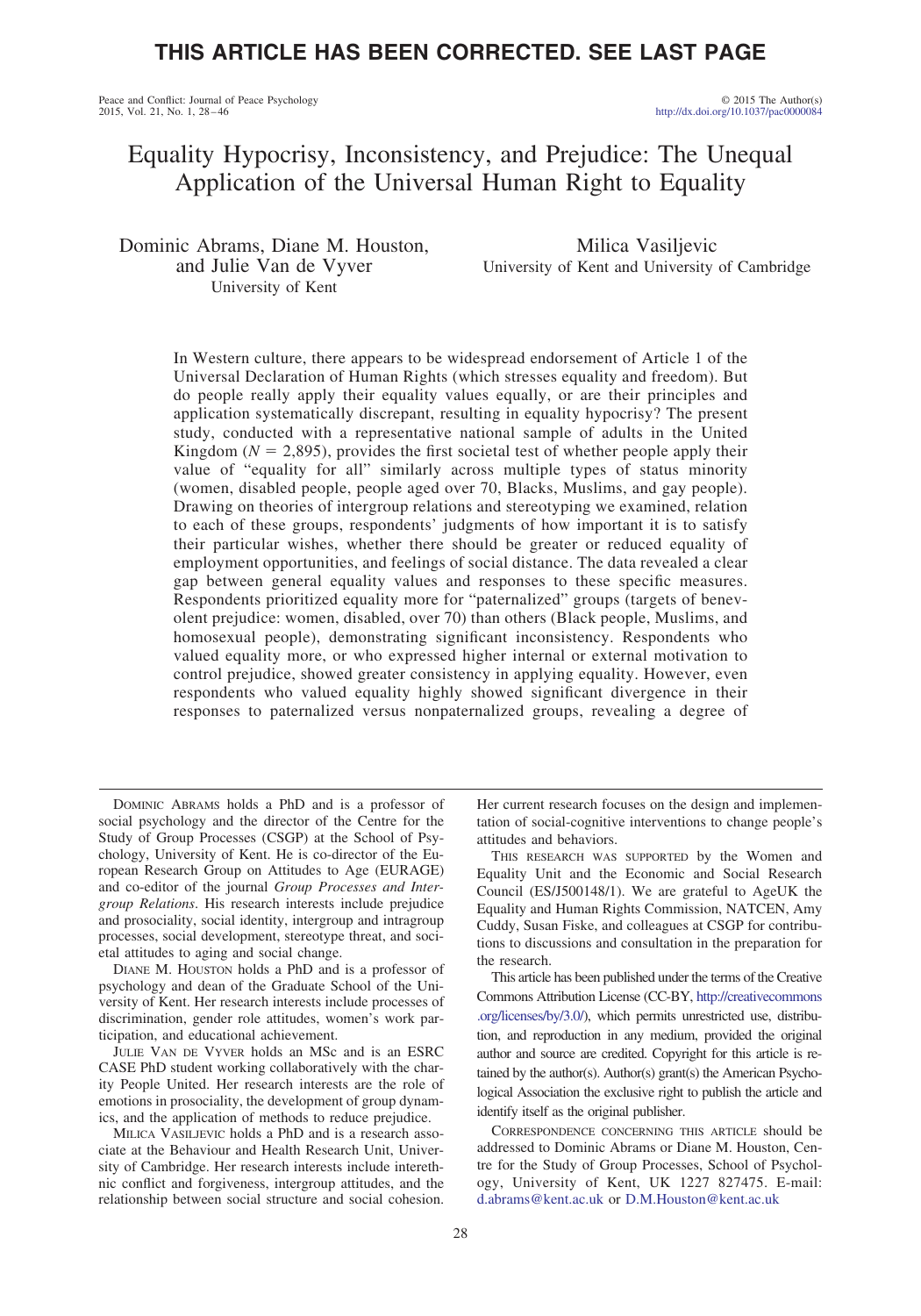**THIS ARTICLE HAS BEEN CORRECTED. SEE LAST PAGE**

# Equality Hypocrisy, Inconsistency, and Prejudice: The Unequal Application of the Universal Human Right to Equality

Dominic Abrams, Diane M. Houston, and Julie Van de Vyver
University of Kent

Milica Vasiljevic
University of Kent and University of Cambridge

In Western culture, there appears to be widespread endorsement of Article 1 of the Universal Declaration of Human Rights (which stresses equality and freedom). But do people really apply their equality values equally, or are their principles and application systematically discrepant, resulting in equality hypocrisy? The present study, conducted with a representative national sample of adults in the United Kingdom ($N = 2{,}895$), provides the first societal test of whether people apply their value of "equality for all" similarly across multiple types of status minority (women, disabled people, people aged over 70, Blacks, Muslims, and gay people). Drawing on theories of intergroup relations and stereotyping we examined, relation to each of these groups, respondents' judgments of how important it is to satisfy their particular wishes, whether there should be greater or reduced equality of employment opportunities, and feelings of social distance. The data revealed a clear gap between general equality values and responses to these specific measures. Respondents prioritized equality more for "paternalized" groups (targets of benevolent prejudice: women, disabled, over 70) than others (Black people, Muslims, and homosexual people), demonstrating significant inconsistency. Respondents who valued equality more, or who expressed higher internal or external motivation to control prejudice, showed greater consistency in applying equality. However, even respondents who valued equality highly showed significant divergence in their responses to paternalized versus nonpaternalized groups, revealing a degree of

---

Dominic Abrams holds a PhD and is a professor of social psychology and the director of the Centre for the Study of Group Processes (CSGP) at the School of Psychology, University of Kent. He is co-director of the European Research Group on Attitudes to Age (EURAGE) and co-editor of the journal *Group Processes and Intergroup Relations*. His research interests include prejudice and prosociality, social identity, intergroup and intragroup processes, social development, stereotype threat, and societal attitudes to aging and social change.

Diane M. Houston holds a PhD and is a professor of psychology and dean of the Graduate School of the University of Kent. Her research interests include processes of discrimination, gender role attitudes, women's work participation, and educational achievement.

Julie Van de Vyver holds an MSc and is an ESRC CASE PhD student working collaboratively with the charity People United. Her research interests are the role of emotions in prosociality, the development of group dynamics, and the application of methods to reduce prejudice.

Milica Vasiljevic holds a PhD and is a research associate at the Behaviour and Health Research Unit, University of Cambridge. Her research interests include interethnic conflict and forgiveness, intergroup attitudes, and the relationship between social structure and social cohesion. Her current research focuses on the design and implementation of social-cognitive interventions to change people's attitudes and behaviors.

This research was supported by the Women and Equality Unit and the Economic and Social Research Council (ES/J500148/1). We are grateful to AgeUK the Equality and Human Rights Commission, NATCEN, Amy Cuddy, Susan Fiske, and colleagues at CSGP for contributions to discussions and consultation in the preparation for the research.

This article has been published under the terms of the Creative Commons Attribution License (CC-BY, http://creativecommons.org/licenses/by/3.0/), which permits unrestricted use, distribution, and reproduction in any medium, provided the original author and source are credited. Copyright for this article is retained by the author(s). Author(s) grant(s) the American Psychological Association the exclusive right to publish the article and identify itself as the original publisher.

Correspondence concerning this article should be addressed to Dominic Abrams or Diane M. Houston, Centre for the Study of Group Processes, School of Psychology, University of Kent, UK 1227 827475. E-mail: d.abrams@kent.ac.uk or D.M.Houston@kent.ac.uk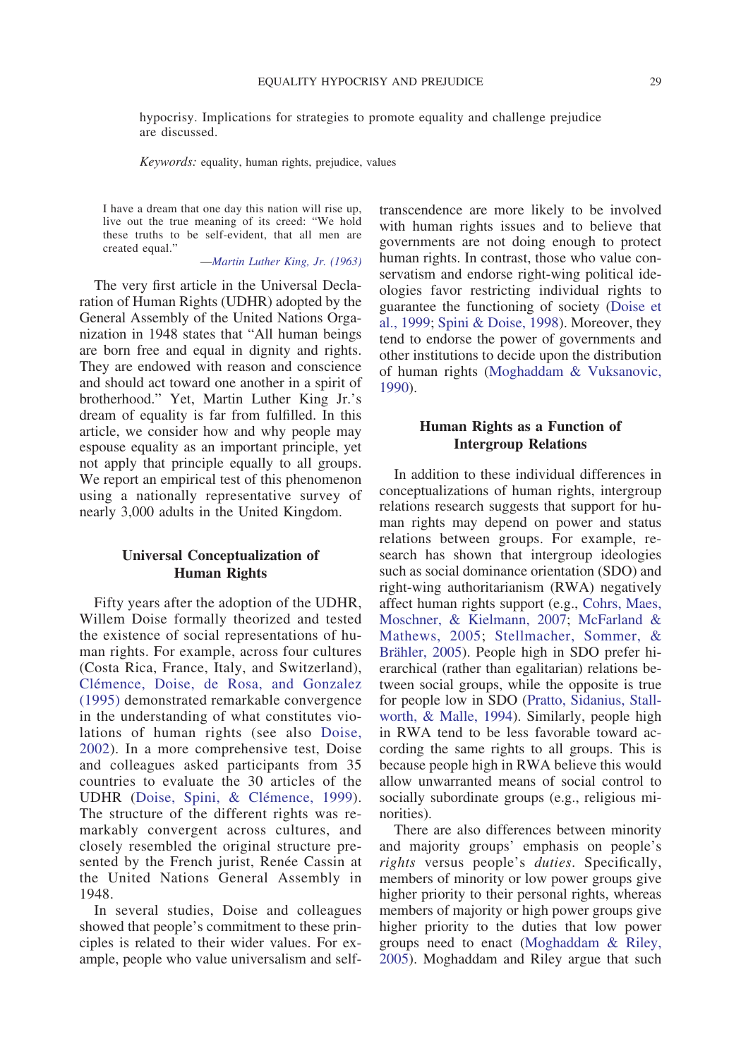hypocrisy. Implications for strategies to promote equality and challenge prejudice are discussed.

*Keywords:* equality, human rights, prejudice, values

> I have a dream that one day this nation will rise up, live out the true meaning of its creed: "We hold these truths to be self-evident, that all men are created equal."
>
> —*Martin Luther King, Jr. (1963)*

The very first article in the Universal Declaration of Human Rights (UDHR) adopted by the General Assembly of the United Nations Organization in 1948 states that "All human beings are born free and equal in dignity and rights. They are endowed with reason and conscience and should act toward one another in a spirit of brotherhood." Yet, Martin Luther King Jr.'s dream of equality is far from fulfilled. In this article, we consider how and why people may espouse equality as an important principle, yet not apply that principle equally to all groups. We report an empirical test of this phenomenon using a nationally representative survey of nearly 3,000 adults in the United Kingdom.

## Universal Conceptualization of Human Rights

Fifty years after the adoption of the UDHR, Willem Doise formally theorized and tested the existence of social representations of human rights. For example, across four cultures (Costa Rica, France, Italy, and Switzerland), Clémence, Doise, de Rosa, and Gonzalez (1995) demonstrated remarkable convergence in the understanding of what constitutes violations of human rights (see also Doise, 2002). In a more comprehensive test, Doise and colleagues asked participants from 35 countries to evaluate the 30 articles of the UDHR (Doise, Spini, & Clémence, 1999). The structure of the different rights was remarkably convergent across cultures, and closely resembled the original structure presented by the French jurist, Renée Cassin at the United Nations General Assembly in 1948.

In several studies, Doise and colleagues showed that people's commitment to these principles is related to their wider values. For example, people who value universalism and self-transcendence are more likely to be involved with human rights issues and to believe that governments are not doing enough to protect human rights. In contrast, those who value conservatism and endorse right-wing political ideologies favor restricting individual rights to guarantee the functioning of society (Doise et al., 1999; Spini & Doise, 1998). Moreover, they tend to endorse the power of governments and other institutions to decide upon the distribution of human rights (Moghaddam & Vuksanovic, 1990).

## Human Rights as a Function of Intergroup Relations

In addition to these individual differences in conceptualizations of human rights, intergroup relations research suggests that support for human rights may depend on power and status relations between groups. For example, research has shown that intergroup ideologies such as social dominance orientation (SDO) and right-wing authoritarianism (RWA) negatively affect human rights support (e.g., Cohrs, Maes, Moschner, & Kielmann, 2007; McFarland & Mathews, 2005; Stellmacher, Sommer, & Brähler, 2005). People high in SDO prefer hierarchical (rather than egalitarian) relations between social groups, while the opposite is true for people low in SDO (Pratto, Sidanius, Stallworth, & Malle, 1994). Similarly, people high in RWA tend to be less favorable toward according the same rights to all groups. This is because people high in RWA believe this would allow unwarranted means of social control to socially subordinate groups (e.g., religious minorities).

There are also differences between minority and majority groups' emphasis on people's *rights* versus people's *duties*. Specifically, members of minority or low power groups give higher priority to their personal rights, whereas members of majority or high power groups give higher priority to the duties that low power groups need to enact (Moghaddam & Riley, 2005). Moghaddam and Riley argue that such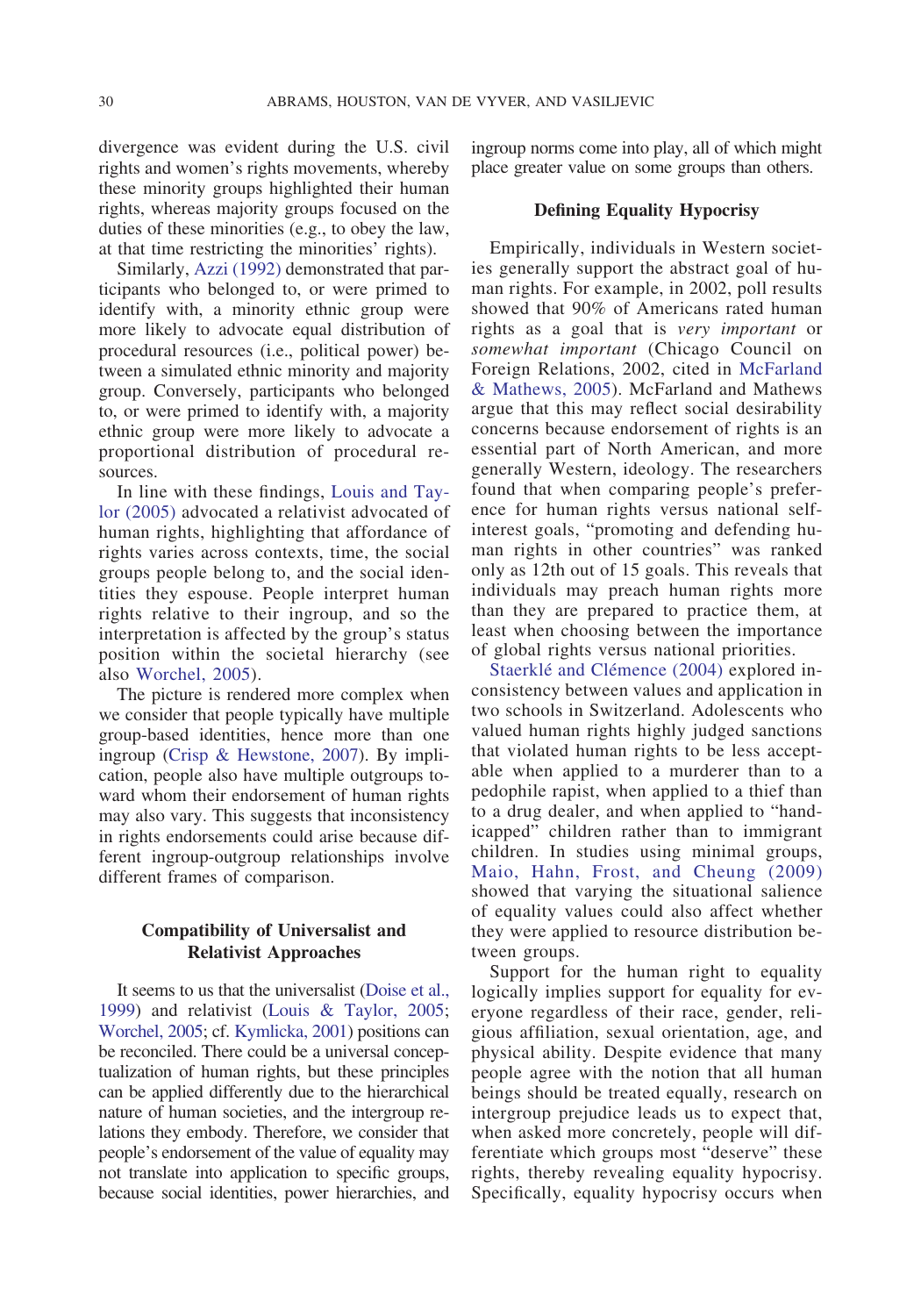divergence was evident during the U.S. civil rights and women's rights movements, whereby these minority groups highlighted their human rights, whereas majority groups focused on the duties of these minorities (e.g., to obey the law, at that time restricting the minorities' rights).

Similarly, Azzi (1992) demonstrated that participants who belonged to, or were primed to identify with, a minority ethnic group were more likely to advocate equal distribution of procedural resources (i.e., political power) between a simulated ethnic minority and majority group. Conversely, participants who belonged to, or were primed to identify with, a majority ethnic group were more likely to advocate a proportional distribution of procedural resources.

In line with these findings, Louis and Taylor (2005) advocated a relativist advocated of human rights, highlighting that affordance of rights varies across contexts, time, the social groups people belong to, and the social identities they espouse. People interpret human rights relative to their ingroup, and so the interpretation is affected by the group's status position within the societal hierarchy (see also Worchel, 2005).

The picture is rendered more complex when we consider that people typically have multiple group-based identities, hence more than one ingroup (Crisp & Hewstone, 2007). By implication, people also have multiple outgroups toward whom their endorsement of human rights may also vary. This suggests that inconsistency in rights endorsements could arise because different ingroup-outgroup relationships involve different frames of comparison.

## Compatibility of Universalist and Relativist Approaches

It seems to us that the universalist (Doise et al., 1999) and relativist (Louis & Taylor, 2005; Worchel, 2005; cf. Kymlicka, 2001) positions can be reconciled. There could be a universal conceptualization of human rights, but these principles can be applied differently due to the hierarchical nature of human societies, and the intergroup relations they embody. Therefore, we consider that people's endorsement of the value of equality may not translate into application to specific groups, because social identities, power hierarchies, and ingroup norms come into play, all of which might place greater value on some groups than others.

## Defining Equality Hypocrisy

Empirically, individuals in Western societies generally support the abstract goal of human rights. For example, in 2002, poll results showed that 90% of Americans rated human rights as a goal that is *very important* or *somewhat important* (Chicago Council on Foreign Relations, 2002, cited in McFarland & Mathews, 2005). McFarland and Mathews argue that this may reflect social desirability concerns because endorsement of rights is an essential part of North American, and more generally Western, ideology. The researchers found that when comparing people's preference for human rights versus national self-interest goals, "promoting and defending human rights in other countries" was ranked only as 12th out of 15 goals. This reveals that individuals may preach human rights more than they are prepared to practice them, at least when choosing between the importance of global rights versus national priorities.

Staerklé and Clémence (2004) explored inconsistency between values and application in two schools in Switzerland. Adolescents who valued human rights highly judged sanctions that violated human rights to be less acceptable when applied to a murderer than to a pedophile rapist, when applied to a thief than to a drug dealer, and when applied to "handicapped" children rather than to immigrant children. In studies using minimal groups, Maio, Hahn, Frost, and Cheung (2009) showed that varying the situational salience of equality values could also affect whether they were applied to resource distribution between groups.

Support for the human right to equality logically implies support for equality for everyone regardless of their race, gender, religious affiliation, sexual orientation, age, and physical ability. Despite evidence that many people agree with the notion that all human beings should be treated equally, research on intergroup prejudice leads us to expect that, when asked more concretely, people will differentiate which groups most "deserve" these rights, thereby revealing equality hypocrisy. Specifically, equality hypocrisy occurs when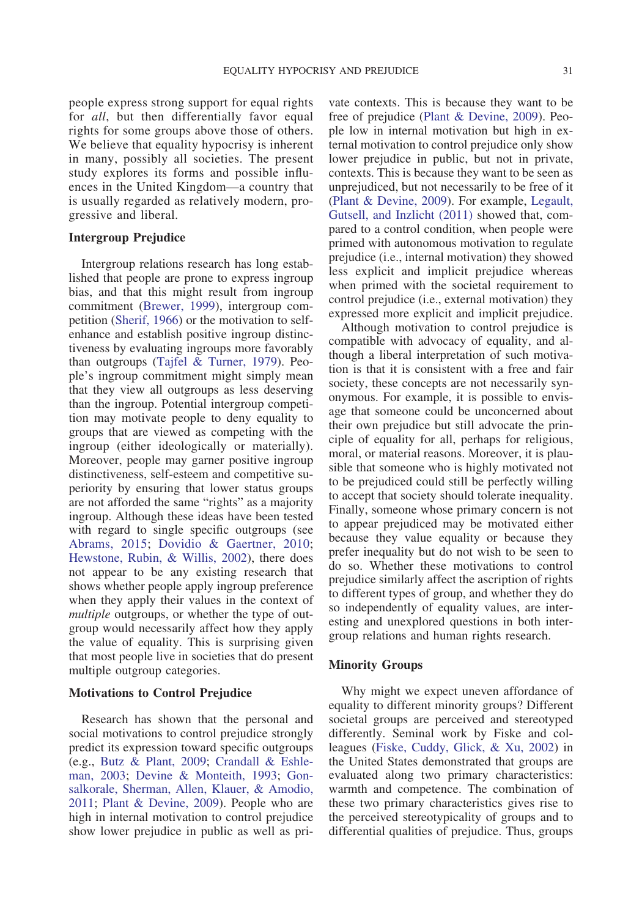people express strong support for equal rights for *all*, but then differentially favor equal rights for some groups above those of others. We believe that equality hypocrisy is inherent in many, possibly all societies. The present study explores its forms and possible influences in the United Kingdom—a country that is usually regarded as relatively modern, progressive and liberal.

### Intergroup Prejudice

Intergroup relations research has long established that people are prone to express ingroup bias, and that this might result from ingroup commitment (Brewer, 1999), intergroup competition (Sherif, 1966) or the motivation to self-enhance and establish positive ingroup distinctiveness by evaluating ingroups more favorably than outgroups (Tajfel & Turner, 1979). People's ingroup commitment might simply mean that they view all outgroups as less deserving than the ingroup. Potential intergroup competition may motivate people to deny equality to groups that are viewed as competing with the ingroup (either ideologically or materially). Moreover, people may garner positive ingroup distinctiveness, self-esteem and competitive superiority by ensuring that lower status groups are not afforded the same "rights" as a majority ingroup. Although these ideas have been tested with regard to single specific outgroups (see Abrams, 2015; Dovidio & Gaertner, 2010; Hewstone, Rubin, & Willis, 2002), there does not appear to be any existing research that shows whether people apply ingroup preference when they apply their values in the context of *multiple* outgroups, or whether the type of outgroup would necessarily affect how they apply the value of equality. This is surprising given that most people live in societies that do present multiple outgroup categories.

### Motivations to Control Prejudice

Research has shown that the personal and social motivations to control prejudice strongly predict its expression toward specific outgroups (e.g., Butz & Plant, 2009; Crandall & Eshleman, 2003; Devine & Monteith, 1993; Gonsalkorale, Sherman, Allen, Klauer, & Amodio, 2011; Plant & Devine, 2009). People who are high in internal motivation to control prejudice show lower prejudice in public as well as private contexts. This is because they want to be free of prejudice (Plant & Devine, 2009). People low in internal motivation but high in external motivation to control prejudice only show lower prejudice in public, but not in private, contexts. This is because they want to be seen as unprejudiced, but not necessarily to be free of it (Plant & Devine, 2009). For example, Legault, Gutsell, and Inzlicht (2011) showed that, compared to a control condition, when people were primed with autonomous motivation to regulate prejudice (i.e., internal motivation) they showed less explicit and implicit prejudice whereas when primed with the societal requirement to control prejudice (i.e., external motivation) they expressed more explicit and implicit prejudice.

Although motivation to control prejudice is compatible with advocacy of equality, and although a liberal interpretation of such motivation is that it is consistent with a free and fair society, these concepts are not necessarily synonymous. For example, it is possible to envisage that someone could be unconcerned about their own prejudice but still advocate the principle of equality for all, perhaps for religious, moral, or material reasons. Moreover, it is plausible that someone who is highly motivated not to be prejudiced could still be perfectly willing to accept that society should tolerate inequality. Finally, someone whose primary concern is not to appear prejudiced may be motivated either because they value equality or because they prefer inequality but do not wish to be seen to do so. Whether these motivations to control prejudice similarly affect the ascription of rights to different types of group, and whether they do so independently of equality values, are interesting and unexplored questions in both intergroup relations and human rights research.

### Minority Groups

Why might we expect uneven affordance of equality to different minority groups? Different societal groups are perceived and stereotyped differently. Seminal work by Fiske and colleagues (Fiske, Cuddy, Glick, & Xu, 2002) in the United States demonstrated that groups are evaluated along two primary characteristics: warmth and competence. The combination of these two primary characteristics gives rise to the perceived stereotypicality of groups and to differential qualities of prejudice. Thus, groups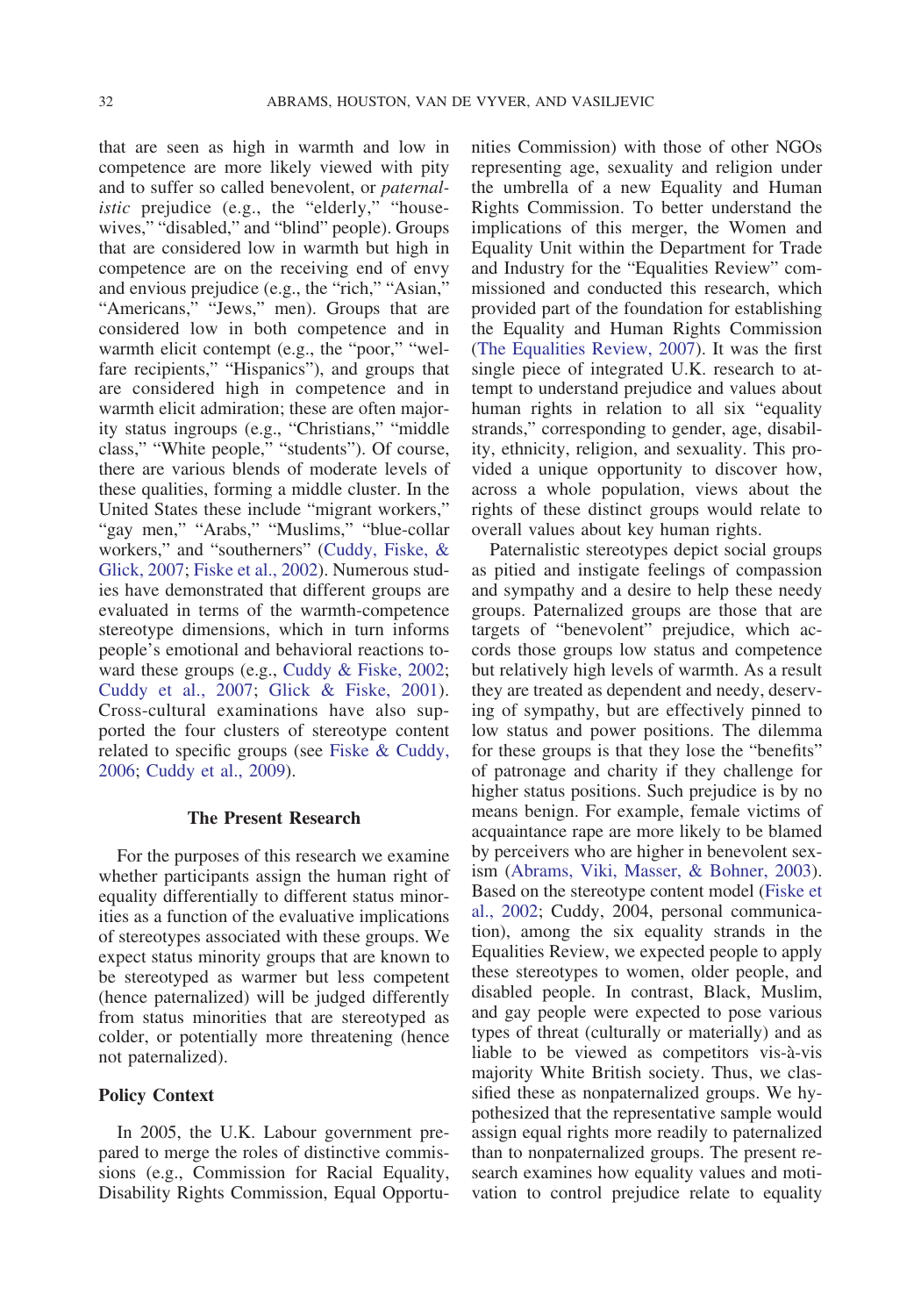that are seen as high in warmth and low in competence are more likely viewed with pity and to suffer so called benevolent, or *paternalistic* prejudice (e.g., the "elderly," "housewives," "disabled," and "blind" people). Groups that are considered low in warmth but high in competence are on the receiving end of envy and envious prejudice (e.g., the "rich," "Asian," "Americans," "Jews," men). Groups that are considered low in both competence and in warmth elicit contempt (e.g., the "poor," "welfare recipients," "Hispanics"), and groups that are considered high in competence and in warmth elicit admiration; these are often majority status ingroups (e.g., "Christians," "middle class," "White people," "students"). Of course, there are various blends of moderate levels of these qualities, forming a middle cluster. In the United States these include "migrant workers," "gay men," "Arabs," "Muslims," "blue-collar workers," and "southerners" (Cuddy, Fiske, & Glick, 2007; Fiske et al., 2002). Numerous studies have demonstrated that different groups are evaluated in terms of the warmth-competence stereotype dimensions, which in turn informs people's emotional and behavioral reactions toward these groups (e.g., Cuddy & Fiske, 2002; Cuddy et al., 2007; Glick & Fiske, 2001). Cross-cultural examinations have also supported the four clusters of stereotype content related to specific groups (see Fiske & Cuddy, 2006; Cuddy et al., 2009).

## The Present Research

For the purposes of this research we examine whether participants assign the human right of equality differentially to different status minorities as a function of the evaluative implications of stereotypes associated with these groups. We expect status minority groups that are known to be stereotyped as warmer but less competent (hence paternalized) will be judged differently from status minorities that are stereotyped as colder, or potentially more threatening (hence not paternalized).

### Policy Context

In 2005, the U.K. Labour government prepared to merge the roles of distinctive commissions (e.g., Commission for Racial Equality, Disability Rights Commission, Equal Opportunities Commission) with those of other NGOs representing age, sexuality and religion under the umbrella of a new Equality and Human Rights Commission. To better understand the implications of this merger, the Women and Equality Unit within the Department for Trade and Industry for the "Equalities Review" commissioned and conducted this research, which provided part of the foundation for establishing the Equality and Human Rights Commission (The Equalities Review, 2007). It was the first single piece of integrated U.K. research to attempt to understand prejudice and values about human rights in relation to all six "equality strands," corresponding to gender, age, disability, ethnicity, religion, and sexuality. This provided a unique opportunity to discover how, across a whole population, views about the rights of these distinct groups would relate to overall values about key human rights.

Paternalistic stereotypes depict social groups as pitied and instigate feelings of compassion and sympathy and a desire to help these needy groups. Paternalized groups are those that are targets of "benevolent" prejudice, which accords those groups low status and competence but relatively high levels of warmth. As a result they are treated as dependent and needy, deserving of sympathy, but are effectively pinned to low status and power positions. The dilemma for these groups is that they lose the "benefits" of patronage and charity if they challenge for higher status positions. Such prejudice is by no means benign. For example, female victims of acquaintance rape are more likely to be blamed by perceivers who are higher in benevolent sexism (Abrams, Viki, Masser, & Bohner, 2003). Based on the stereotype content model (Fiske et al., 2002; Cuddy, 2004, personal communication), among the six equality strands in the Equalities Review, we expected people to apply these stereotypes to women, older people, and disabled people. In contrast, Black, Muslim, and gay people were expected to pose various types of threat (culturally or materially) and as liable to be viewed as competitors vis-à-vis majority White British society. Thus, we classified these as nonpaternalized groups. We hypothesized that the representative sample would assign equal rights more readily to paternalized than to nonpaternalized groups. The present research examines how equality values and motivation to control prejudice relate to equality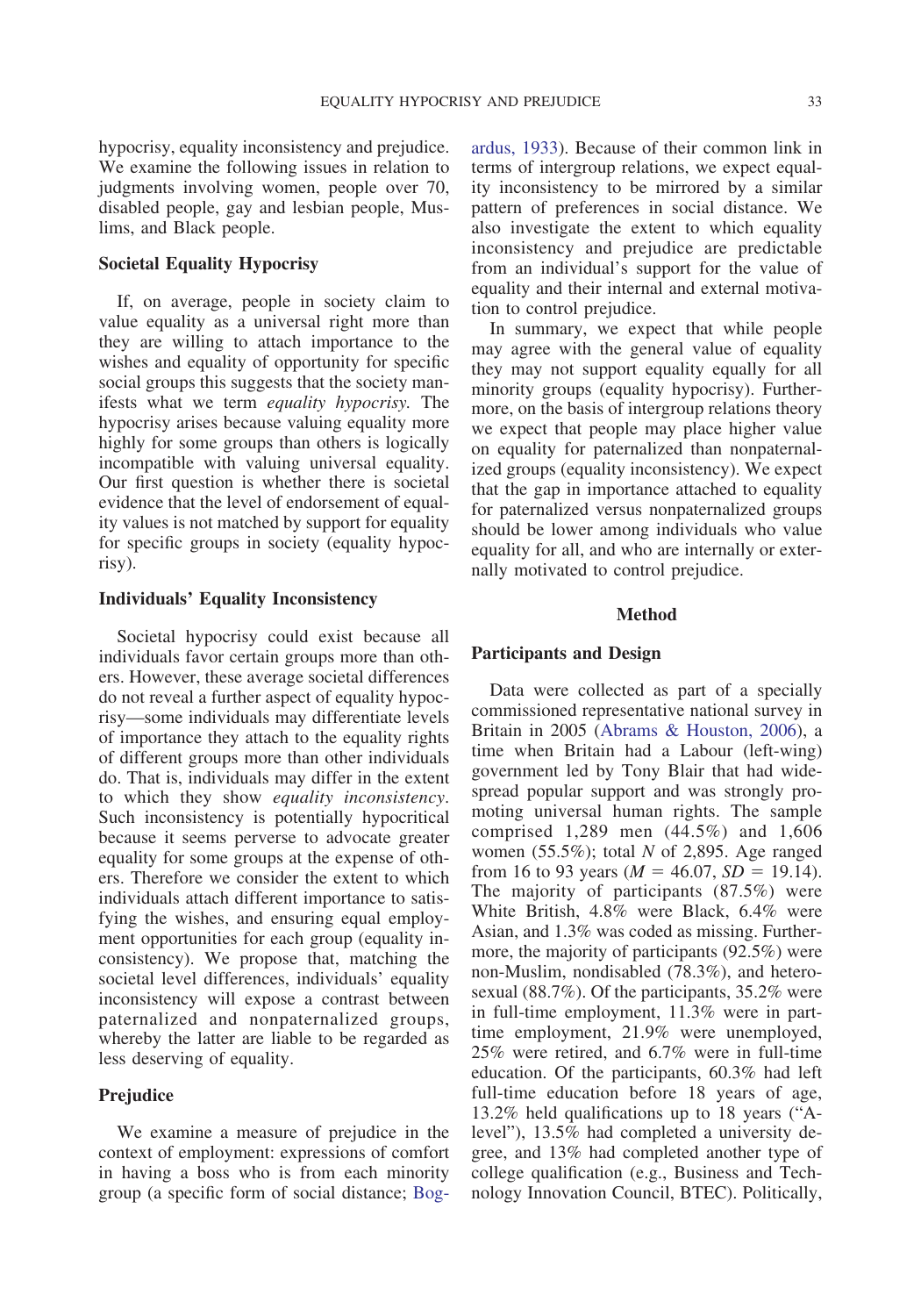hypocrisy, equality inconsistency and prejudice. We examine the following issues in relation to judgments involving women, people over 70, disabled people, gay and lesbian people, Muslims, and Black people.

### Societal Equality Hypocrisy

If, on average, people in society claim to value equality as a universal right more than they are willing to attach importance to the wishes and equality of opportunity for specific social groups this suggests that the society manifests what we term *equality hypocrisy.* The hypocrisy arises because valuing equality more highly for some groups than others is logically incompatible with valuing universal equality. Our first question is whether there is societal evidence that the level of endorsement of equality values is not matched by support for equality for specific groups in society (equality hypocrisy).

### Individuals' Equality Inconsistency

Societal hypocrisy could exist because all individuals favor certain groups more than others. However, these average societal differences do not reveal a further aspect of equality hypocrisy—some individuals may differentiate levels of importance they attach to the equality rights of different groups more than other individuals do. That is, individuals may differ in the extent to which they show *equality inconsistency*. Such inconsistency is potentially hypocritical because it seems perverse to advocate greater equality for some groups at the expense of others. Therefore we consider the extent to which individuals attach different importance to satisfying the wishes, and ensuring equal employment opportunities for each group (equality inconsistency). We propose that, matching the societal level differences, individuals' equality inconsistency will expose a contrast between paternalized and nonpaternalized groups, whereby the latter are liable to be regarded as less deserving of equality.

### Prejudice

We examine a measure of prejudice in the context of employment: expressions of comfort in having a boss who is from each minority group (a specific form of social distance; Bogardus, 1933). Because of their common link in terms of intergroup relations, we expect equality inconsistency to be mirrored by a similar pattern of preferences in social distance. We also investigate the extent to which equality inconsistency and prejudice are predictable from an individual's support for the value of equality and their internal and external motivation to control prejudice.

In summary, we expect that while people may agree with the general value of equality they may not support equality equally for all minority groups (equality hypocrisy). Furthermore, on the basis of intergroup relations theory we expect that people may place higher value on equality for paternalized than nonpaternalized groups (equality inconsistency). We expect that the gap in importance attached to equality for paternalized versus nonpaternalized groups should be lower among individuals who value equality for all, and who are internally or externally motivated to control prejudice.

## Method

### Participants and Design

Data were collected as part of a specially commissioned representative national survey in Britain in 2005 (Abrams & Houston, 2006), a time when Britain had a Labour (left-wing) government led by Tony Blair that had widespread popular support and was strongly promoting universal human rights. The sample comprised 1,289 men (44.5%) and 1,606 women (55.5%); total $N$ of 2,895. Age ranged from 16 to 93 years ($M = 46.07$, $SD = 19.14$). The majority of participants (87.5%) were White British, 4.8% were Black, 6.4% were Asian, and 1.3% was coded as missing. Furthermore, the majority of participants (92.5%) were non-Muslim, nondisabled (78.3%), and heterosexual (88.7%). Of the participants, 35.2% were in full-time employment, 11.3% were in part-time employment, 21.9% were unemployed, 25% were retired, and 6.7% were in full-time education. Of the participants, 60.3% had left full-time education before 18 years of age, 13.2% held qualifications up to 18 years ("A-level"), 13.5% had completed a university degree, and 13% had completed another type of college qualification (e.g., Business and Technology Innovation Council, BTEC). Politically,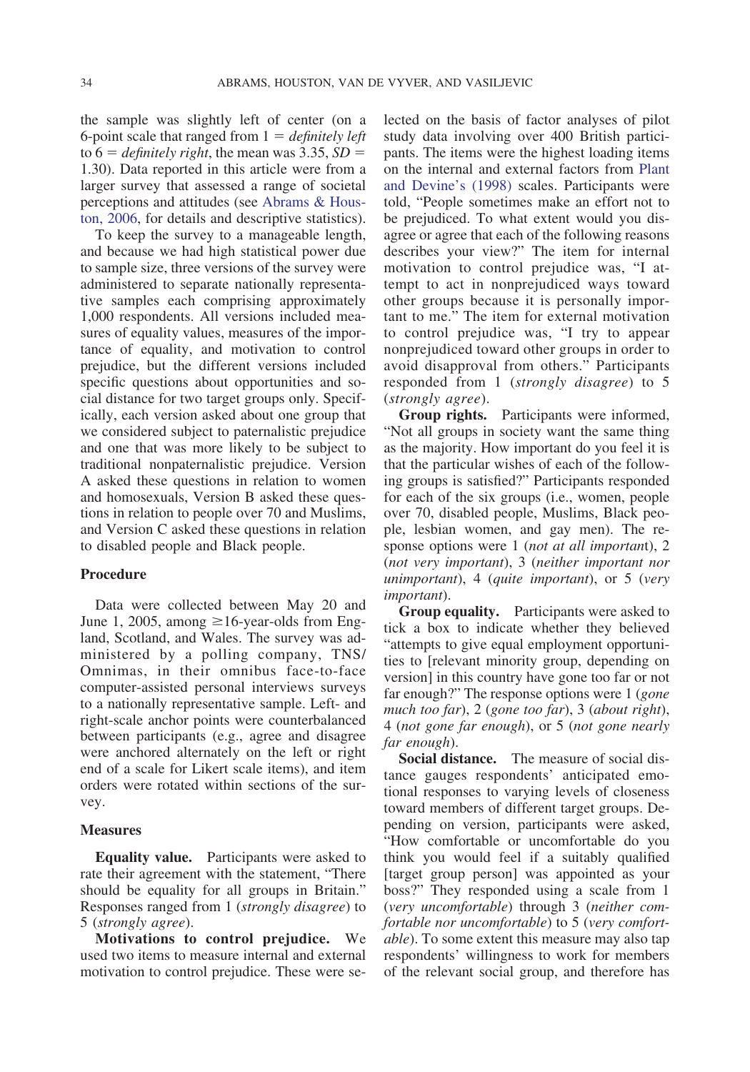the sample was slightly left of center (on a 6-point scale that ranged from 1 = *definitely left* to 6 = *definitely right*, the mean was 3.35, $SD$ = 1.30). Data reported in this article were from a larger survey that assessed a range of societal perceptions and attitudes (see Abrams & Houston, 2006, for details and descriptive statistics).

To keep the survey to a manageable length, and because we had high statistical power due to sample size, three versions of the survey were administered to separate nationally representative samples each comprising approximately 1,000 respondents. All versions included measures of equality values, measures of the importance of equality, and motivation to control prejudice, but the different versions included specific questions about opportunities and social distance for two target groups only. Specifically, each version asked about one group that we considered subject to paternalistic prejudice and one that was more likely to be subject to traditional nonpaternalistic prejudice. Version A asked these questions in relation to women and homosexuals, Version B asked these questions in relation to people over 70 and Muslims, and Version C asked these questions in relation to disabled people and Black people.

### Procedure

Data were collected between May 20 and June 1, 2005, among ≥16-year-olds from England, Scotland, and Wales. The survey was administered by a polling company, TNS/Omnimas, in their omnibus face-to-face computer-assisted personal interviews surveys to a nationally representative sample. Left- and right-scale anchor points were counterbalanced between participants (e.g., agree and disagree were anchored alternately on the left or right end of a scale for Likert scale items), and item orders were rotated within sections of the survey.

### Measures

**Equality value.** Participants were asked to rate their agreement with the statement, "There should be equality for all groups in Britain." Responses ranged from 1 (*strongly disagree*) to 5 (*strongly agree*).

**Motivations to control prejudice.** We used two items to measure internal and external motivation to control prejudice. These were selected on the basis of factor analyses of pilot study data involving over 400 British participants. The items were the highest loading items on the internal and external factors from Plant and Devine's (1998) scales. Participants were told, "People sometimes make an effort not to be prejudiced. To what extent would you disagree or agree that each of the following reasons describes your view?" The item for internal motivation to control prejudice was, "I attempt to act in nonprejudiced ways toward other groups because it is personally important to me." The item for external motivation to control prejudice was, "I try to appear nonprejudiced toward other groups in order to avoid disapproval from others." Participants responded from 1 (*strongly disagree*) to 5 (*strongly agree*).

**Group rights.** Participants were informed, "Not all groups in society want the same thing as the majority. How important do you feel it is that the particular wishes of each of the following groups is satisfied?" Participants responded for each of the six groups (i.e., women, people over 70, disabled people, Muslims, Black people, lesbian women, and gay men). The response options were 1 (*not at all important*), 2 (*not very important*), 3 (*neither important nor unimportant*), 4 (*quite important*), or 5 (*very important*).

**Group equality.** Participants were asked to tick a box to indicate whether they believed "attempts to give equal employment opportunities to [relevant minority group, depending on version] in this country have gone too far or not far enough?" The response options were 1 (*gone much too far*), 2 (*gone too far*), 3 (*about right*), 4 (*not gone far enough*), or 5 (*not gone nearly far enough*).

**Social distance.** The measure of social distance gauges respondents' anticipated emotional responses to varying levels of closeness toward members of different target groups. Depending on version, participants were asked, "How comfortable or uncomfortable do you think you would feel if a suitably qualified [target group person] was appointed as your boss?" They responded using a scale from 1 (*very uncomfortable*) through 3 (*neither comfortable nor uncomfortable*) to 5 (*very comfortable*). To some extent this measure may also tap respondents' willingness to work for members of the relevant social group, and therefore has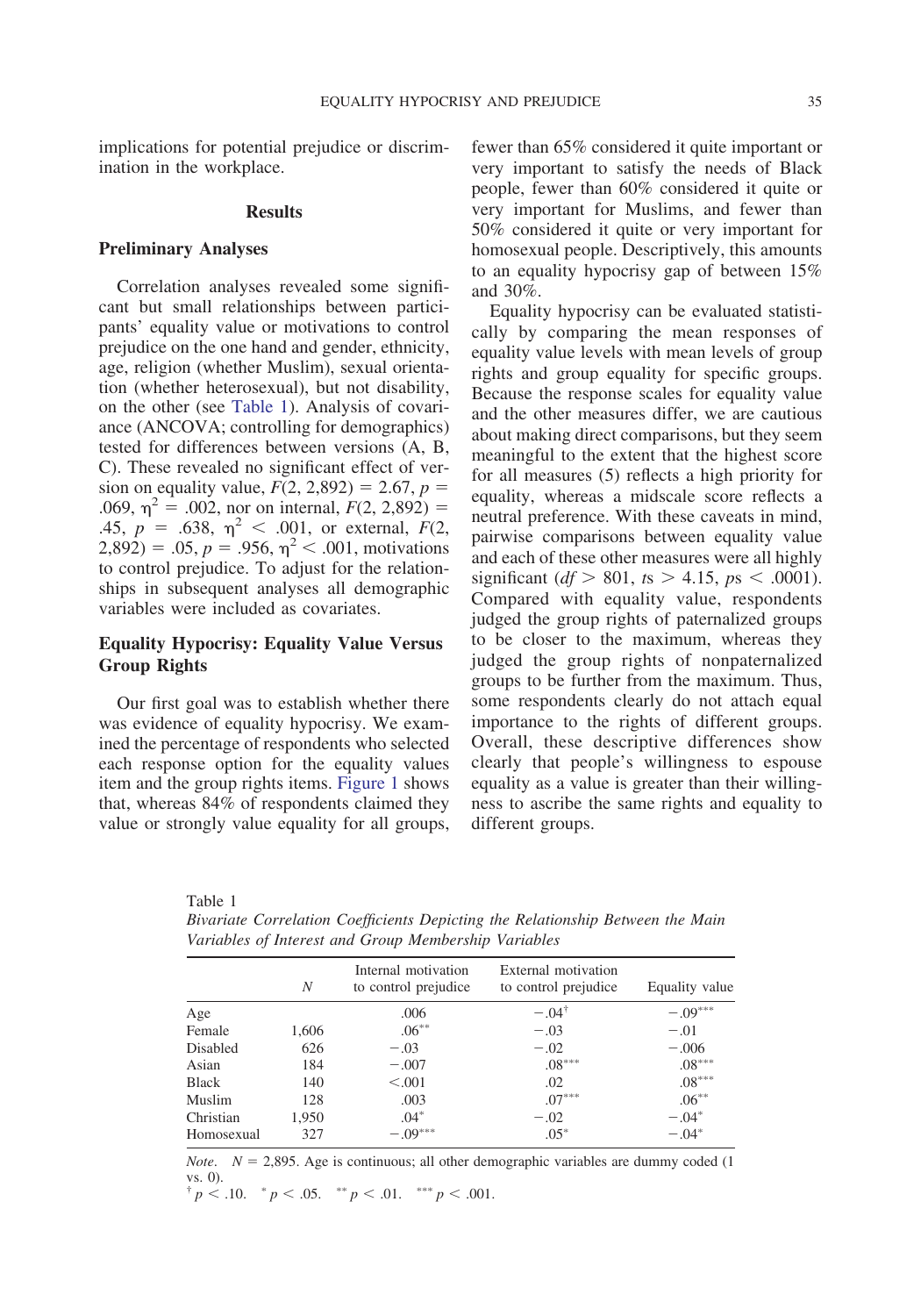implications for potential prejudice or discrimination in the workplace.

## Results

### Preliminary Analyses

Correlation analyses revealed some significant but small relationships between participants' equality value or motivations to control prejudice on the one hand and gender, ethnicity, age, religion (whether Muslim), sexual orientation (whether heterosexual), but not disability, on the other (see Table 1). Analysis of covariance (ANCOVA; controlling for demographics) tested for differences between versions (A, B, C). These revealed no significant effect of version on equality value, $F(2, 2{,}892) = 2.67$, $p = .069$, $\eta^2 = .002$, nor on internal, $F(2, 2{,}892) = .45$, $p = .638$, $\eta^2 < .001$, or external, $F(2, 2{,}892) = .05$, $p = .956$, $\eta^2 < .001$, motivations to control prejudice. To adjust for the relationships in subsequent analyses all demographic variables were included as covariates.

### Equality Hypocrisy: Equality Value Versus Group Rights

Our first goal was to establish whether there was evidence of equality hypocrisy. We examined the percentage of respondents who selected each response option for the equality values item and the group rights items. Figure 1 shows that, whereas 84% of respondents claimed they value or strongly value equality for all groups, fewer than 65% considered it quite important or very important to satisfy the needs of Black people, fewer than 60% considered it quite or very important for Muslims, and fewer than 50% considered it quite or very important for homosexual people. Descriptively, this amounts to an equality hypocrisy gap of between 15% and 30%.

Equality hypocrisy can be evaluated statistically by comparing the mean responses of equality value levels with mean levels of group rights and group equality for specific groups. Because the response scales for equality value and the other measures differ, we are cautious about making direct comparisons, but they seem meaningful to the extent that the highest score for all measures (5) reflects a high priority for equality, whereas a midscale score reflects a neutral preference. With these caveats in mind, pairwise comparisons between equality value and each of these other measures were all highly significant ($df > 801$, $t$s $> 4.15$, $p$s $< .0001$). Compared with equality value, respondents judged the group rights of paternalized groups to be closer to the maximum, whereas they judged the group rights of nonpaternalized groups to be further from the maximum. Thus, some respondents clearly do not attach equal importance to the rights of different groups. Overall, these descriptive differences show clearly that people's willingness to espouse equality as a value is greater than their willingness to ascribe the same rights and equality to different groups.

Table 1
*Bivariate Correlation Coefficients Depicting the Relationship Between the Main Variables of Interest and Group Membership Variables*

| | $N$ | Internal motivation to control prejudice | External motivation to control prejudice | Equality value |
|---|---|---|---|---|
| Age | | .006 | $-.04^{\dagger}$ | $-.09^{***}$ |
| Female | 1,606 | $.06^{**}$ | $-.03$ | $-.01$ |
| Disabled | 626 | $-.03$ | $-.02$ | $-.006$ |
| Asian | 184 | $-.007$ | $.08^{***}$ | $.08^{***}$ |
| Black | 140 | $<.001$ | .02 | $.08^{***}$ |
| Muslim | 128 | .003 | $.07^{***}$ | $.06^{**}$ |
| Christian | 1,950 | $.04^{*}$ | $-.02$ | $-.04^{*}$ |
| Homosexual | 327 | $-.09^{***}$ | $.05^{*}$ | $-.04^{*}$ |

*Note.* $N = 2{,}895$. Age is continuous; all other demographic variables are dummy coded (1 vs. 0).
$^{\dagger}$ $p < .10$. $^{*}$ $p < .05$. $^{**}$ $p < .01$. $^{***}$ $p < .001$.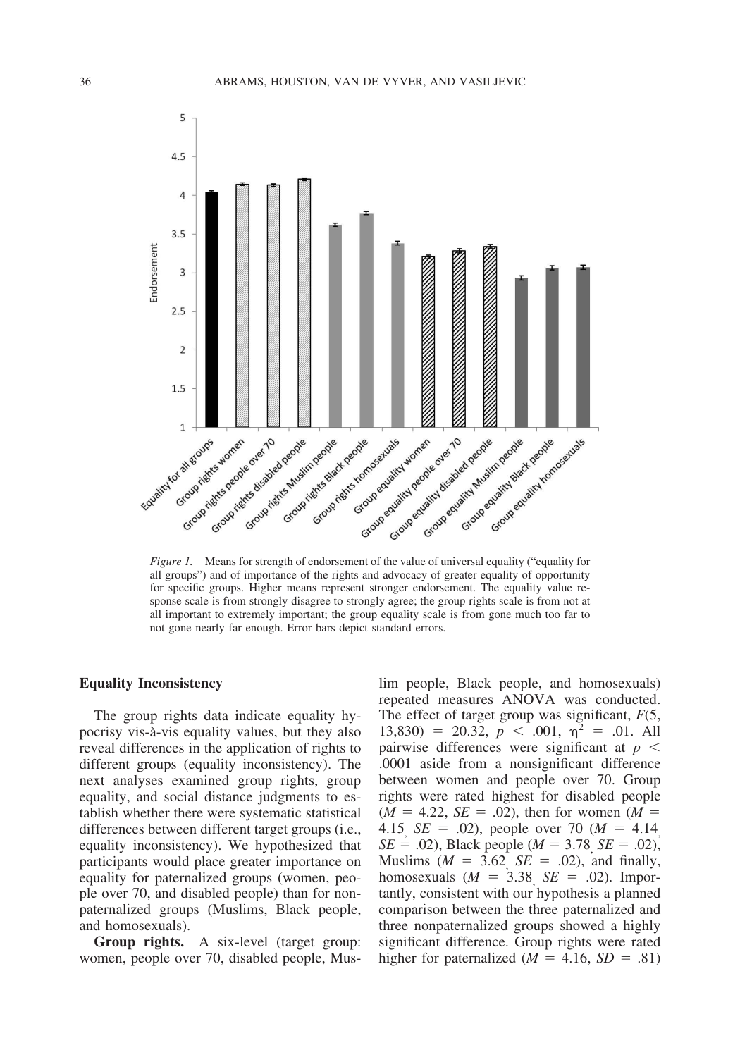*Figure 1.* Means for strength of endorsement of the value of universal equality ("equality for all groups") and of importance of the rights and advocacy of greater equality of opportunity for specific groups. Higher means represent stronger endorsement. The equality value response scale is from strongly disagree to strongly agree; the group rights scale is from not at all important to extremely important; the group equality scale is from gone much too far to not gone nearly far enough. Error bars depict standard errors.

### Equality Inconsistency

The group rights data indicate equality hypocrisy vis-à-vis equality values, but they also reveal differences in the application of rights to different groups (equality inconsistency). The next analyses examined group rights, group equality, and social distance judgments to establish whether there were systematic statistical differences between different target groups (i.e., equality inconsistency). We hypothesized that participants would place greater importance on equality for paternalized groups (women, people over 70, and disabled people) than for nonpaternalized groups (Muslims, Black people, and homosexuals).

**Group rights.** A six-level (target group: women, people over 70, disabled people, Muslim people, Black people, and homosexuals) repeated measures ANOVA was conducted. The effect of target group was significant, $F(5, 13{,}830) = 20.32$, $p < .001$, $\eta^2 = .01$. All pairwise differences were significant at $p < .0001$ aside from a nonsignificant difference between women and people over 70. Group rights were rated highest for disabled people ($M = 4.22$, $SE = .02$), then for women ($M = 4.15$, $SE = .02$), people over 70 ($M = 4.14$, $SE = .02$), Black people ($M = 3.78$, $SE = .02$), Muslims ($M = 3.62$, $SE = .02$), and finally, homosexuals ($M = 3.38$, $SE = .02$). Importantly, consistent with our hypothesis a planned comparison between the three paternalized and three nonpaternalized groups showed a highly significant difference. Group rights were rated higher for paternalized ($M = 4.16$, $SD = .81$)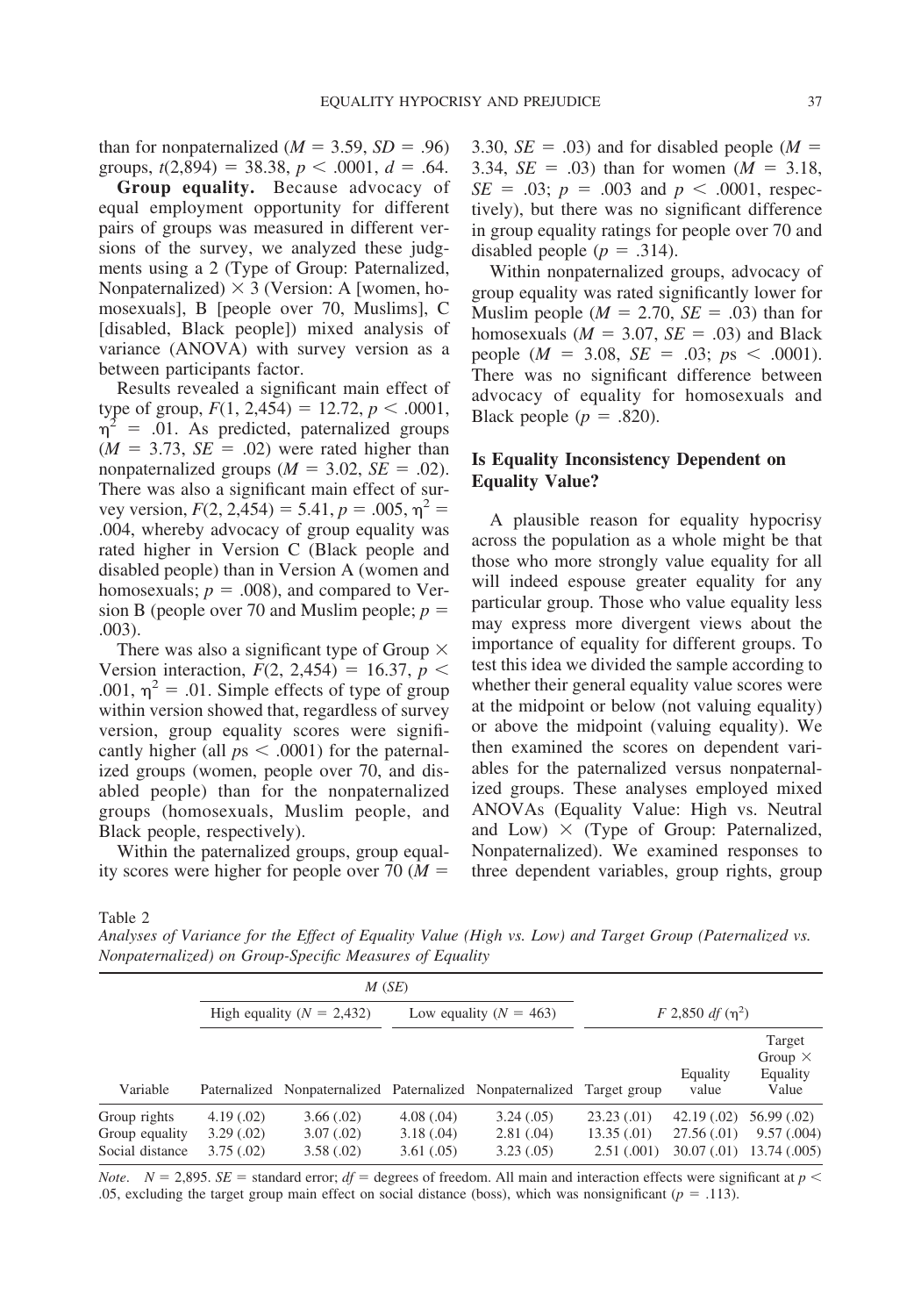than for nonpaternalized ($M = 3.59$, $SD = .96$) groups, $t(2{,}894) = 38.38$, $p < .0001$, $d = .64$.

**Group equality.** Because advocacy of equal employment opportunity for different pairs of groups was measured in different versions of the survey, we analyzed these judgments using a 2 (Type of Group: Paternalized, Nonpaternalized) $\times$ 3 (Version: A [women, homosexuals], B [people over 70, Muslims], C [disabled, Black people]) mixed analysis of variance (ANOVA) with survey version as a between participants factor.

Results revealed a significant main effect of type of group, $F(1, 2{,}454) = 12.72$, $p < .0001$, $\eta^2 = .01$. As predicted, paternalized groups ($M = 3.73$, $SE = .02$) were rated higher than nonpaternalized groups ($M = 3.02$, $SE = .02$). There was also a significant main effect of survey version, $F(2, 2{,}454) = 5.41$, $p = .005$, $\eta^2 = .004$, whereby advocacy of group equality was rated higher in Version C (Black people and disabled people) than in Version A (women and homosexuals; $p = .008$), and compared to Version B (people over 70 and Muslim people; $p = .003$).

There was also a significant type of Group $\times$ Version interaction, $F(2, 2{,}454) = 16.37$, $p < .001$, $\eta^2 = .01$. Simple effects of type of group within version showed that, regardless of survey version, group equality scores were significantly higher (all $ps < .0001$) for the paternalized groups (women, people over 70, and disabled people) than for the nonpaternalized groups (homosexuals, Muslim people, and Black people, respectively).

Within the paternalized groups, group equality scores were higher for people over 70 ($M = 3.30$, $SE = .03$) and for disabled people ($M = 3.34$, $SE = .03$) than for women ($M = 3.18$, $SE = .03$; $p = .003$ and $p < .0001$, respectively), but there was no significant difference in group equality ratings for people over 70 and disabled people ($p = .314$).

Within nonpaternalized groups, advocacy of group equality was rated significantly lower for Muslim people ($M = 2.70$, $SE = .03$) than for homosexuals ($M = 3.07$, $SE = .03$) and Black people ($M = 3.08$, $SE = .03$; $ps < .0001$). There was no significant difference between advocacy of equality for homosexuals and Black people ($p = .820$).

## Is Equality Inconsistency Dependent on Equality Value?

A plausible reason for equality hypocrisy across the population as a whole might be that those who more strongly value equality for all will indeed espouse greater equality for any particular group. Those who value equality less may express more divergent views about the importance of equality for different groups. To test this idea we divided the sample according to whether their general equality value scores were at the midpoint or below (not valuing equality) or above the midpoint (valuing equality). We then examined the scores on dependent variables for the paternalized versus nonpaternalized groups. These analyses employed mixed ANOVAs (Equality Value: High vs. Neutral and Low) $\times$ (Type of Group: Paternalized, Nonpaternalized). We examined responses to three dependent variables, group rights, group

Table 2

*Analyses of Variance for the Effect of Equality Value (High vs. Low) and Target Group (Paternalized vs. Nonpaternalized) on Group-Specific Measures of Equality*

| | $M$ ($SE$) | | | | $F$ 2,850 $df$ ($\eta^2$) | | |
|---|---|---|---|---|---|---|---|
| | High equality ($N$ = 2,432) | | Low equality ($N$ = 463) | | | | |
| Variable | Paternalized | Nonpaternalized | Paternalized | Nonpaternalized | Target group | Equality value | Target Group $\times$ Equality Value |
| Group rights | 4.19 (.02) | 3.66 (.02) | 4.08 (.04) | 3.24 (.05) | 23.23 (.01) | 42.19 (.02) | 56.99 (.02) |
| Group equality | 3.29 (.02) | 3.07 (.02) | 3.18 (.04) | 2.81 (.04) | 13.35 (.01) | 27.56 (.01) | 9.57 (.004) |
| Social distance | 3.75 (.02) | 3.58 (.02) | 3.61 (.05) | 3.23 (.05) | 2.51 (.001) | 30.07 (.01) | 13.74 (.005) |

*Note.* $N$ = 2,895. $SE$ = standard error; $df$ = degrees of freedom. All main and interaction effects were significant at $p < .05$, excluding the target group main effect on social distance (boss), which was nonsignificant ($p = .113$).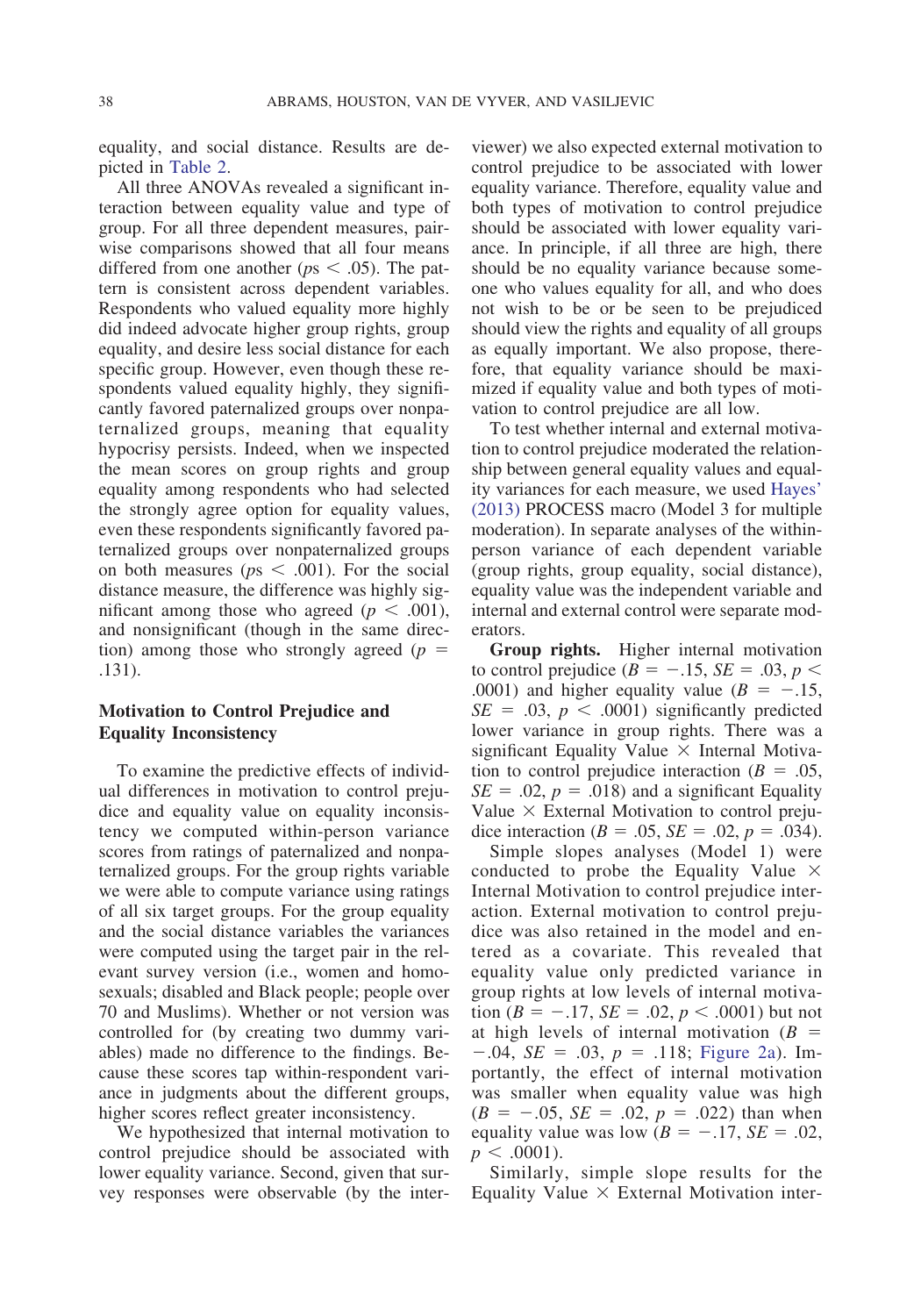equality, and social distance. Results are depicted in Table 2.

All three ANOVAs revealed a significant interaction between equality value and type of group. For all three dependent measures, pairwise comparisons showed that all four means differed from one another ($ps < .05$). The pattern is consistent across dependent variables. Respondents who valued equality more highly did indeed advocate higher group rights, group equality, and desire less social distance for each specific group. However, even though these respondents valued equality highly, they significantly favored paternalized groups over nonpaternalized groups, meaning that equality hypocrisy persists. Indeed, when we inspected the mean scores on group rights and group equality among respondents who had selected the strongly agree option for equality values, even these respondents significantly favored paternalized groups over nonpaternalized groups on both measures ($ps < .001$). For the social distance measure, the difference was highly significant among those who agreed ($p < .001$), and nonsignificant (though in the same direction) among those who strongly agreed ($p = .131$).

### Motivation to Control Prejudice and Equality Inconsistency

To examine the predictive effects of individual differences in motivation to control prejudice and equality value on equality inconsistency we computed within-person variance scores from ratings of paternalized and nonpaternalized groups. For the group rights variable we were able to compute variance using ratings of all six target groups. For the group equality and the social distance variables the variances were computed using the target pair in the relevant survey version (i.e., women and homosexuals; disabled and Black people; people over 70 and Muslims). Whether or not version was controlled for (by creating two dummy variables) made no difference to the findings. Because these scores tap within-respondent variance in judgments about the different groups, higher scores reflect greater inconsistency.

We hypothesized that internal motivation to control prejudice should be associated with lower equality variance. Second, given that survey responses were observable (by the interviewer) we also expected external motivation to control prejudice to be associated with lower equality variance. Therefore, equality value and both types of motivation to control prejudice should be associated with lower equality variance. In principle, if all three are high, there should be no equality variance because someone who values equality for all, and who does not wish to be or be seen to be prejudiced should view the rights and equality of all groups as equally important. We also propose, therefore, that equality variance should be maximized if equality value and both types of motivation to control prejudice are all low.

To test whether internal and external motivation to control prejudice moderated the relationship between general equality values and equality variances for each measure, we used Hayes' (2013) PROCESS macro (Model 3 for multiple moderation). In separate analyses of the within-person variance of each dependent variable (group rights, group equality, social distance), equality value was the independent variable and internal and external control were separate moderators.

**Group rights.** Higher internal motivation to control prejudice ($B = -.15$, $SE = .03$, $p < .0001$) and higher equality value ($B = -.15$, $SE = .03$, $p < .0001$) significantly predicted lower variance in group rights. There was a significant Equality Value × Internal Motivation to control prejudice interaction ($B = .05$, $SE = .02$, $p = .018$) and a significant Equality Value × External Motivation to control prejudice interaction ($B = .05$, $SE = .02$, $p = .034$).

Simple slopes analyses (Model 1) were conducted to probe the Equality Value × Internal Motivation to control prejudice interaction. External motivation to control prejudice was also retained in the model and entered as a covariate. This revealed that equality value only predicted variance in group rights at low levels of internal motivation ($B = -.17$, $SE = .02$, $p < .0001$) but not at high levels of internal motivation ($B = -.04$, $SE = .03$, $p = .118$; Figure 2a). Importantly, the effect of internal motivation was smaller when equality value was high ($B = -.05$, $SE = .02$, $p = .022$) than when equality value was low ($B = -.17$, $SE = .02$, $p < .0001$).

Similarly, simple slope results for the Equality Value × External Motivation inter-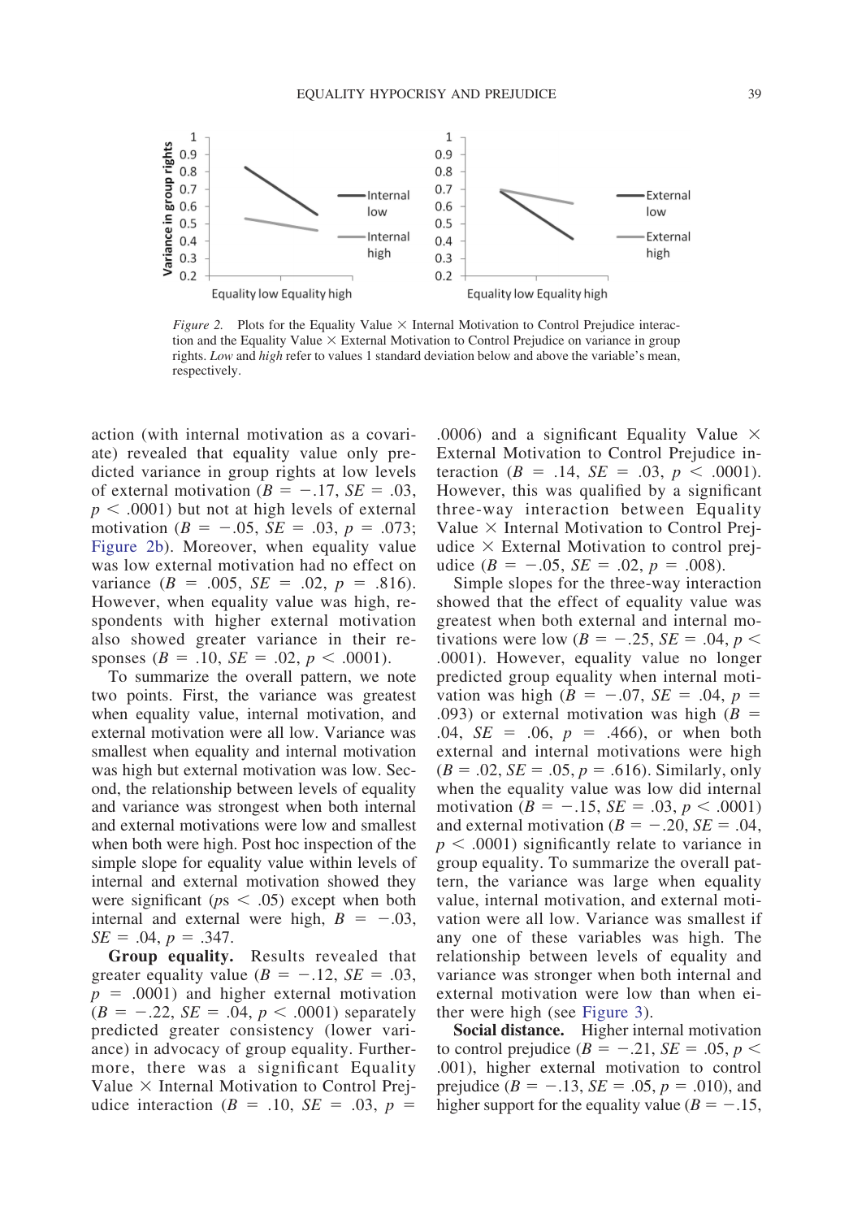*Figure 2.* Plots for the Equality Value × Internal Motivation to Control Prejudice interaction and the Equality Value × External Motivation to Control Prejudice on variance in group rights. *Low* and *high* refer to values 1 standard deviation below and above the variable's mean, respectively.

action (with internal motivation as a covariate) revealed that equality value only predicted variance in group rights at low levels of external motivation ($B = -.17$, $SE = .03$, $p < .0001$) but not at high levels of external motivation ($B = -.05$, $SE = .03$, $p = .073$; Figure 2b). Moreover, when equality value was low external motivation had no effect on variance ($B = .005$, $SE = .02$, $p = .816$). However, when equality value was high, respondents with higher external motivation also showed greater variance in their responses ($B = .10$, $SE = .02$, $p < .0001$).

To summarize the overall pattern, we note two points. First, the variance was greatest when equality value, internal motivation, and external motivation were all low. Variance was smallest when equality and internal motivation was high but external motivation was low. Second, the relationship between levels of equality and variance was strongest when both internal and external motivations were low and smallest when both were high. Post hoc inspection of the simple slope for equality value within levels of internal and external motivation showed they were significant ($p$s $< .05$) except when both internal and external were high, $B = -.03$, $SE = .04$, $p = .347$.

**Group equality.** Results revealed that greater equality value ($B = -.12$, $SE = .03$, $p = .0001$) and higher external motivation ($B = -.22$, $SE = .04$, $p < .0001$) separately predicted greater consistency (lower variance) in advocacy of group equality. Furthermore, there was a significant Equality Value × Internal Motivation to Control Prejudice interaction ($B = .10$, $SE = .03$, $p = .0006$) and a significant Equality Value × External Motivation to Control Prejudice interaction ($B = .14$, $SE = .03$, $p < .0001$). However, this was qualified by a significant three-way interaction between Equality Value × Internal Motivation to Control Prejudice × External Motivation to control prejudice ($B = -.05$, $SE = .02$, $p = .008$).

Simple slopes for the three-way interaction showed that the effect of equality value was greatest when both external and internal motivations were low ($B = -.25$, $SE = .04$, $p < .0001$). However, equality value no longer predicted group equality when internal motivation was high ($B = -.07$, $SE = .04$, $p = .093$) or external motivation was high ($B = .04$, $SE = .06$, $p = .466$), or when both external and internal motivations were high ($B = .02$, $SE = .05$, $p = .616$). Similarly, only when the equality value was low did internal motivation ($B = -.15$, $SE = .03$, $p < .0001$) and external motivation ($B = -.20$, $SE = .04$, $p < .0001$) significantly relate to variance in group equality. To summarize the overall pattern, the variance was large when equality value, internal motivation, and external motivation were all low. Variance was smallest if any one of these variables was high. The relationship between levels of equality and variance was stronger when both internal and external motivation were low than when either were high (see Figure 3).

**Social distance.** Higher internal motivation to control prejudice ($B = -.21$, $SE = .05$, $p < .001$), higher external motivation to control prejudice ($B = -.13$, $SE = .05$, $p = .010$), and higher support for the equality value ($B = -.15$,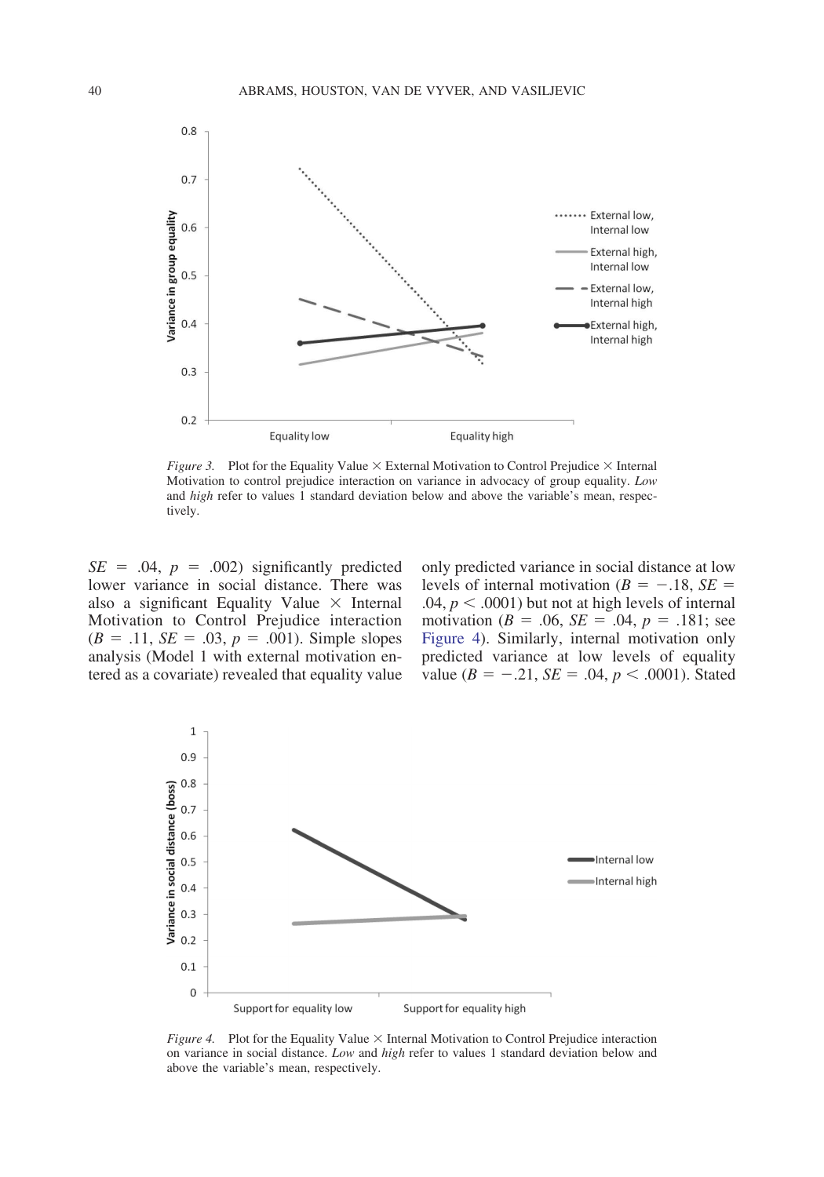*Figure 3.* Plot for the Equality Value × External Motivation to Control Prejudice × Internal Motivation to control prejudice interaction on variance in advocacy of group equality. *Low* and *high* refer to values 1 standard deviation below and above the variable's mean, respectively.

$SE$ = .04, $p$ = .002) significantly predicted lower variance in social distance. There was also a significant Equality Value × Internal Motivation to Control Prejudice interaction ($B$ = .11, $SE$ = .03, $p$ = .001). Simple slopes analysis (Model 1 with external motivation entered as a covariate) revealed that equality value only predicted variance in social distance at low levels of internal motivation ($B$ = −.18, $SE$ = .04, $p$ < .0001) but not at high levels of internal motivation ($B$ = .06, $SE$ = .04, $p$ = .181; see Figure 4). Similarly, internal motivation only predicted variance at low levels of equality value ($B$ = −.21, $SE$ = .04, $p$ < .0001). Stated

*Figure 4.* Plot for the Equality Value × Internal Motivation to Control Prejudice interaction on variance in social distance. *Low* and *high* refer to values 1 standard deviation below and above the variable's mean, respectively.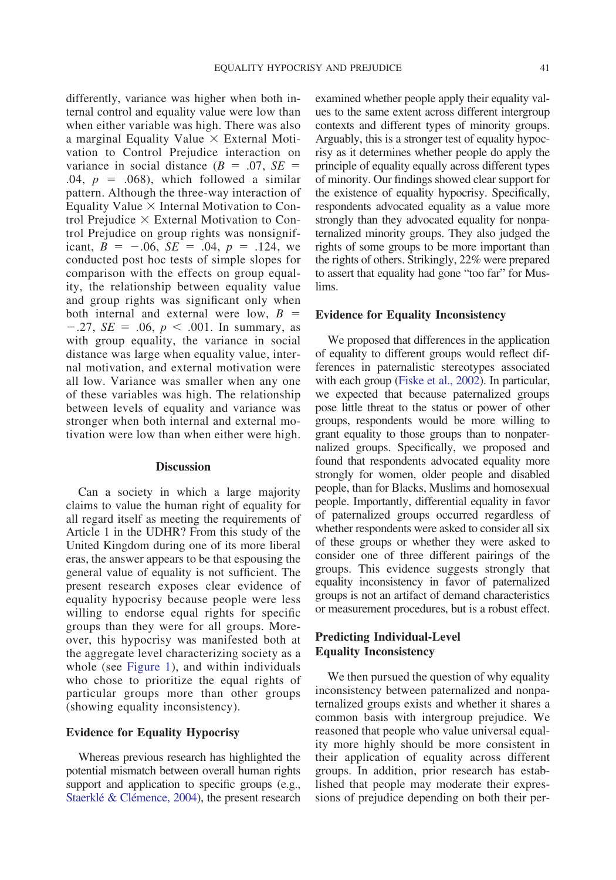differently, variance was higher when both internal control and equality value were low than when either variable was high. There was also a marginal Equality Value × External Motivation to Control Prejudice interaction on variance in social distance ($B = .07$, $SE = .04$, $p = .068$), which followed a similar pattern. Although the three-way interaction of Equality Value × Internal Motivation to Control Prejudice × External Motivation to Control Prejudice on group rights was nonsignificant, $B = -.06$, $SE = .04$, $p = .124$, we conducted post hoc tests of simple slopes for comparison with the effects on group equality, the relationship between equality value and group rights was significant only when both internal and external were low, $B = -.27$, $SE = .06$, $p < .001$. In summary, as with group equality, the variance in social distance was large when equality value, internal motivation, and external motivation were all low. Variance was smaller when any one of these variables was high. The relationship between levels of equality and variance was stronger when both internal and external motivation were low than when either were high.

## Discussion

Can a society in which a large majority claims to value the human right of equality for all regard itself as meeting the requirements of Article 1 in the UDHR? From this study of the United Kingdom during one of its more liberal eras, the answer appears to be that espousing the general value of equality is not sufficient. The present research exposes clear evidence of equality hypocrisy because people were less willing to endorse equal rights for specific groups than they were for all groups. Moreover, this hypocrisy was manifested both at the aggregate level characterizing society as a whole (see Figure 1), and within individuals who chose to prioritize the equal rights of particular groups more than other groups (showing equality inconsistency).

### Evidence for Equality Hypocrisy

Whereas previous research has highlighted the potential mismatch between overall human rights support and application to specific groups (e.g., Staerklé & Clémence, 2004), the present research examined whether people apply their equality values to the same extent across different intergroup contexts and different types of minority groups. Arguably, this is a stronger test of equality hypocrisy as it determines whether people do apply the principle of equality equally across different types of minority. Our findings showed clear support for the existence of equality hypocrisy. Specifically, respondents advocated equality as a value more strongly than they advocated equality for nonpaternalized minority groups. They also judged the rights of some groups to be more important than the rights of others. Strikingly, 22% were prepared to assert that equality had gone "too far" for Muslims.

### Evidence for Equality Inconsistency

We proposed that differences in the application of equality to different groups would reflect differences in paternalistic stereotypes associated with each group (Fiske et al., 2002). In particular, we expected that because paternalized groups pose little threat to the status or power of other groups, respondents would be more willing to grant equality to those groups than to nonpaternalized groups. Specifically, we proposed and found that respondents advocated equality more strongly for women, older people and disabled people, than for Blacks, Muslims and homosexual people. Importantly, differential equality in favor of paternalized groups occurred regardless of whether respondents were asked to consider all six of these groups or whether they were asked to consider one of three different pairings of the groups. This evidence suggests strongly that equality inconsistency in favor of paternalized groups is not an artifact of demand characteristics or measurement procedures, but is a robust effect.

### Predicting Individual-Level Equality Inconsistency

We then pursued the question of why equality inconsistency between paternalized and nonpaternalized groups exists and whether it shares a common basis with intergroup prejudice. We reasoned that people who value universal equality more highly should be more consistent in their application of equality across different groups. In addition, prior research has established that people may moderate their expressions of prejudice depending on both their per-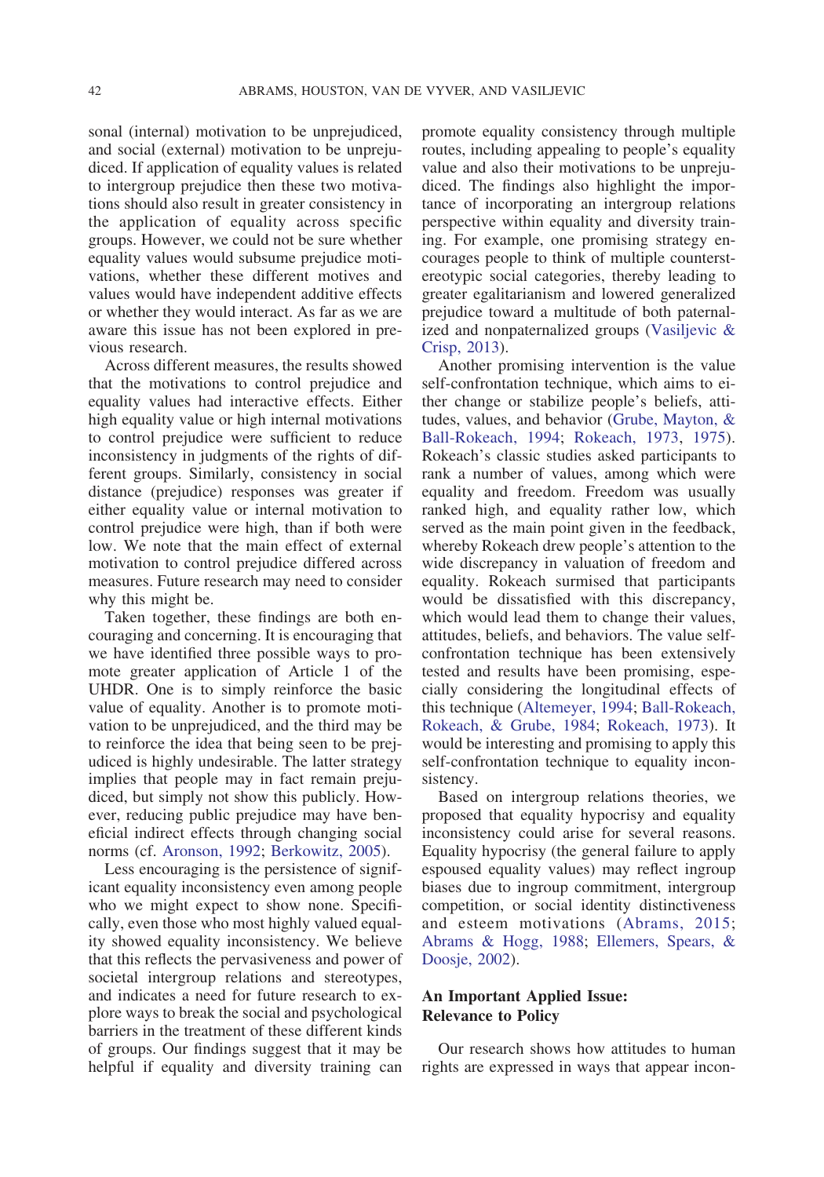sonal (internal) motivation to be unprejudiced, and social (external) motivation to be unprejudiced. If application of equality values is related to intergroup prejudice then these two motivations should also result in greater consistency in the application of equality across specific groups. However, we could not be sure whether equality values would subsume prejudice motivations, whether these different motives and values would have independent additive effects or whether they would interact. As far as we are aware this issue has not been explored in previous research.

Across different measures, the results showed that the motivations to control prejudice and equality values had interactive effects. Either high equality value or high internal motivations to control prejudice were sufficient to reduce inconsistency in judgments of the rights of different groups. Similarly, consistency in social distance (prejudice) responses was greater if either equality value or internal motivation to control prejudice were high, than if both were low. We note that the main effect of external motivation to control prejudice differed across measures. Future research may need to consider why this might be.

Taken together, these findings are both encouraging and concerning. It is encouraging that we have identified three possible ways to promote greater application of Article 1 of the UHDR. One is to simply reinforce the basic value of equality. Another is to promote motivation to be unprejudiced, and the third may be to reinforce the idea that being seen to be prejudiced is highly undesirable. The latter strategy implies that people may in fact remain prejudiced, but simply not show this publicly. However, reducing public prejudice may have beneficial indirect effects through changing social norms (cf. Aronson, 1992; Berkowitz, 2005).

Less encouraging is the persistence of significant equality inconsistency even among people who we might expect to show none. Specifically, even those who most highly valued equality showed equality inconsistency. We believe that this reflects the pervasiveness and power of societal intergroup relations and stereotypes, and indicates a need for future research to explore ways to break the social and psychological barriers in the treatment of these different kinds of groups. Our findings suggest that it may be helpful if equality and diversity training can promote equality consistency through multiple routes, including appealing to people's equality value and also their motivations to be unprejudiced. The findings also highlight the importance of incorporating an intergroup relations perspective within equality and diversity training. For example, one promising strategy encourages people to think of multiple counterstereotypic social categories, thereby leading to greater egalitarianism and lowered generalized prejudice toward a multitude of both paternalized and nonpaternalized groups (Vasiljevic & Crisp, 2013).

Another promising intervention is the value self-confrontation technique, which aims to either change or stabilize people's beliefs, attitudes, values, and behavior (Grube, Mayton, & Ball-Rokeach, 1994; Rokeach, 1973, 1975). Rokeach's classic studies asked participants to rank a number of values, among which were equality and freedom. Freedom was usually ranked high, and equality rather low, which served as the main point given in the feedback, whereby Rokeach drew people's attention to the wide discrepancy in valuation of freedom and equality. Rokeach surmised that participants would be dissatisfied with this discrepancy, which would lead them to change their values, attitudes, beliefs, and behaviors. The value self-confrontation technique has been extensively tested and results have been promising, especially considering the longitudinal effects of this technique (Altemeyer, 1994; Ball-Rokeach, Rokeach, & Grube, 1984; Rokeach, 1973). It would be interesting and promising to apply this self-confrontation technique to equality inconsistency.

Based on intergroup relations theories, we proposed that equality hypocrisy and equality inconsistency could arise for several reasons. Equality hypocrisy (the general failure to apply espoused equality values) may reflect ingroup biases due to ingroup commitment, intergroup competition, or social identity distinctiveness and esteem motivations (Abrams, 2015; Abrams & Hogg, 1988; Ellemers, Spears, & Doosje, 2002).

### An Important Applied Issue: Relevance to Policy

Our research shows how attitudes to human rights are expressed in ways that appear incon-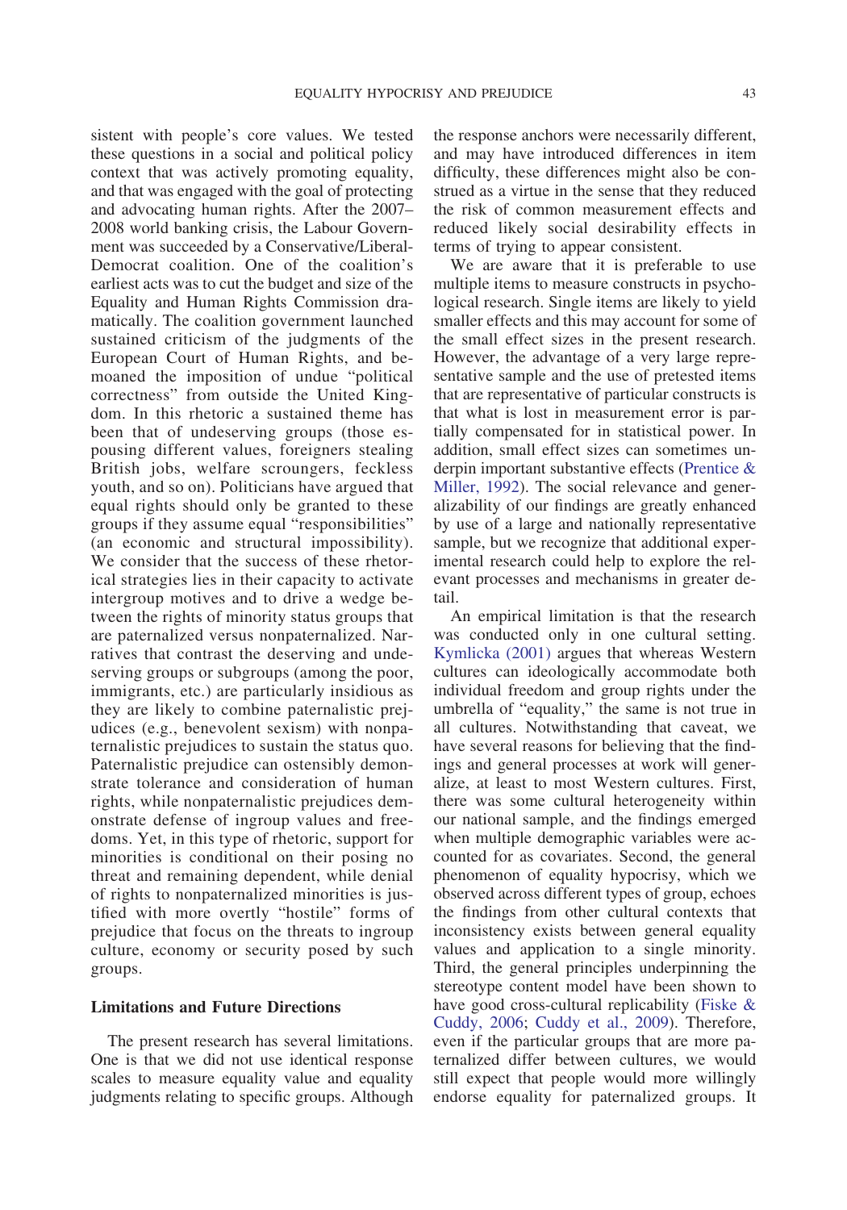sistent with people's core values. We tested these questions in a social and political policy context that was actively promoting equality, and that was engaged with the goal of protecting and advocating human rights. After the 2007–2008 world banking crisis, the Labour Government was succeeded by a Conservative/Liberal-Democrat coalition. One of the coalition's earliest acts was to cut the budget and size of the Equality and Human Rights Commission dramatically. The coalition government launched sustained criticism of the judgments of the European Court of Human Rights, and bemoaned the imposition of undue "political correctness" from outside the United Kingdom. In this rhetoric a sustained theme has been that of undeserving groups (those espousing different values, foreigners stealing British jobs, welfare scroungers, feckless youth, and so on). Politicians have argued that equal rights should only be granted to these groups if they assume equal "responsibilities" (an economic and structural impossibility). We consider that the success of these rhetorical strategies lies in their capacity to activate intergroup motives and to drive a wedge between the rights of minority status groups that are paternalized versus nonpaternalized. Narratives that contrast the deserving and undeserving groups or subgroups (among the poor, immigrants, etc.) are particularly insidious as they are likely to combine paternalistic prejudices (e.g., benevolent sexism) with nonpaternalistic prejudices to sustain the status quo. Paternalistic prejudice can ostensibly demonstrate tolerance and consideration of human rights, while nonpaternalistic prejudices demonstrate defense of ingroup values and freedoms. Yet, in this type of rhetoric, support for minorities is conditional on their posing no threat and remaining dependent, while denial of rights to nonpaternalized minorities is justified with more overtly "hostile" forms of prejudice that focus on the threats to ingroup culture, economy or security posed by such groups.

## Limitations and Future Directions

The present research has several limitations. One is that we did not use identical response scales to measure equality value and equality judgments relating to specific groups. Although the response anchors were necessarily different, and may have introduced differences in item difficulty, these differences might also be construed as a virtue in the sense that they reduced the risk of common measurement effects and reduced likely social desirability effects in terms of trying to appear consistent.

We are aware that it is preferable to use multiple items to measure constructs in psychological research. Single items are likely to yield smaller effects and this may account for some of the small effect sizes in the present research. However, the advantage of a very large representative sample and the use of pretested items that are representative of particular constructs is that what is lost in measurement error is partially compensated for in statistical power. In addition, small effect sizes can sometimes underpin important substantive effects (Prentice & Miller, 1992). The social relevance and generalizability of our findings are greatly enhanced by use of a large and nationally representative sample, but we recognize that additional experimental research could help to explore the relevant processes and mechanisms in greater detail.

An empirical limitation is that the research was conducted only in one cultural setting. Kymlicka (2001) argues that whereas Western cultures can ideologically accommodate both individual freedom and group rights under the umbrella of "equality," the same is not true in all cultures. Notwithstanding that caveat, we have several reasons for believing that the findings and general processes at work will generalize, at least to most Western cultures. First, there was some cultural heterogeneity within our national sample, and the findings emerged when multiple demographic variables were accounted for as covariates. Second, the general phenomenon of equality hypocrisy, which we observed across different types of group, echoes the findings from other cultural contexts that inconsistency exists between general equality values and application to a single minority. Third, the general principles underpinning the stereotype content model have been shown to have good cross-cultural replicability (Fiske & Cuddy, 2006; Cuddy et al., 2009). Therefore, even if the particular groups that are more paternalized differ between cultures, we would still expect that people would more willingly endorse equality for paternalized groups. It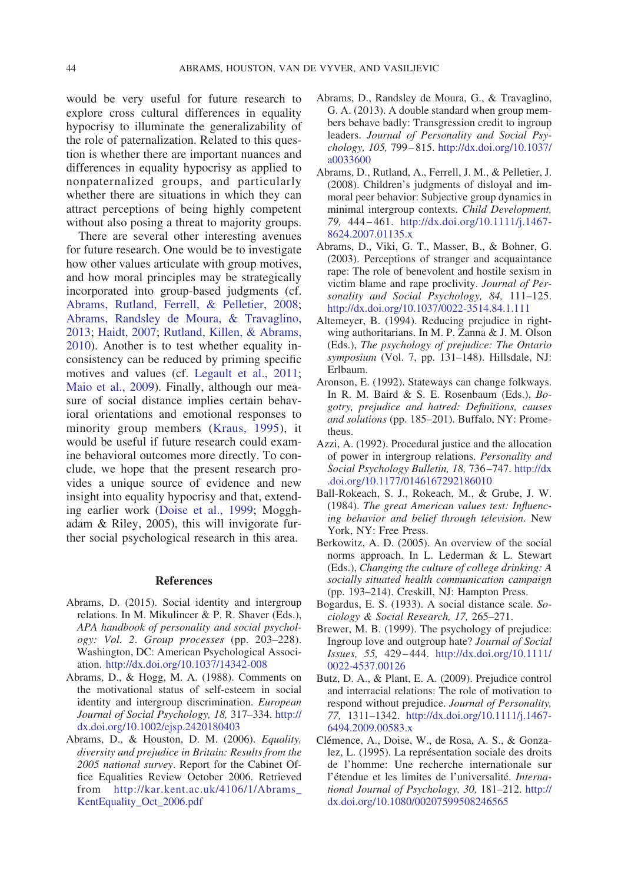would be very useful for future research to explore cross cultural differences in equality hypocrisy to illuminate the generalizability of the role of paternalization. Related to this question is whether there are important nuances and differences in equality hypocrisy as applied to nonpaternalized groups, and particularly whether there are situations in which they can attract perceptions of being highly competent without also posing a threat to majority groups.

There are several other interesting avenues for future research. One would be to investigate how other values articulate with group motives, and how moral principles may be strategically incorporated into group-based judgments (cf. Abrams, Rutland, Ferrell, & Pelletier, 2008; Abrams, Randsley de Moura, & Travaglino, 2013; Haidt, 2007; Rutland, Killen, & Abrams, 2010). Another is to test whether equality inconsistency can be reduced by priming specific motives and values (cf. Legault et al., 2011; Maio et al., 2009). Finally, although our measure of social distance implies certain behavioral orientations and emotional responses to minority group members (Kraus, 1995), it would be useful if future research could examine behavioral outcomes more directly. To conclude, we hope that the present research provides a unique source of evidence and new insight into equality hypocrisy and that, extending earlier work (Doise et al., 1999; Moghaddam & Riley, 2005), this will invigorate further social psychological research in this area.

## References

Abrams, D. (2015). Social identity and intergroup relations. In M. Mikulincer & P. R. Shaver (Eds.), *APA handbook of personality and social psychology: Vol. 2. Group processes* (pp. 203–228). Washington, DC: American Psychological Association. http://dx.doi.org/10.1037/14342-008

Abrams, D., & Hogg, M. A. (1988). Comments on the motivational status of self-esteem in social identity and intergroup discrimination. *European Journal of Social Psychology, 18,* 317–334. http://dx.doi.org/10.1002/ejsp.2420180403

Abrams, D., & Houston, D. M. (2006). *Equality, diversity and prejudice in Britain: Results from the 2005 national survey*. Report for the Cabinet Office Equalities Review October 2006. Retrieved from http://kar.kent.ac.uk/4106/1/Abrams_KentEquality_Oct_2006.pdf

Abrams, D., Randsley de Moura, G., & Travaglino, G. A. (2013). A double standard when group members behave badly: Transgression credit to ingroup leaders. *Journal of Personality and Social Psychology, 105,* 799–815. http://dx.doi.org/10.1037/a0033600

Abrams, D., Rutland, A., Ferrell, J. M., & Pelletier, J. (2008). Children's judgments of disloyal and immoral peer behavior: Subjective group dynamics in minimal intergroup contexts. *Child Development, 79,* 444–461. http://dx.doi.org/10.1111/j.1467-8624.2007.01135.x

Abrams, D., Viki, G. T., Masser, B., & Bohner, G. (2003). Perceptions of stranger and acquaintance rape: The role of benevolent and hostile sexism in victim blame and rape proclivity. *Journal of Personality and Social Psychology, 84,* 111–125. http://dx.doi.org/10.1037/0022-3514.84.1.111

Altemeyer, B. (1994). Reducing prejudice in right-wing authoritarians. In M. P. Zanna & J. M. Olson (Eds.), *The psychology of prejudice: The Ontario symposium* (Vol. 7, pp. 131–148). Hillsdale, NJ: Erlbaum.

Aronson, E. (1992). Stateways can change folkways. In R. M. Baird & S. E. Rosenbaum (Eds.), *Bogotry, prejudice and hatred: Definitions, causes and solutions* (pp. 185–201). Buffalo, NY: Prometheus.

Azzi, A. (1992). Procedural justice and the allocation of power in intergroup relations. *Personality and Social Psychology Bulletin, 18,* 736–747. http://dx.doi.org/10.1177/0146167292186010

Ball-Rokeach, S. J., Rokeach, M., & Grube, J. W. (1984). *The great American values test: Influencing behavior and belief through television*. New York, NY: Free Press.

Berkowitz, A. D. (2005). An overview of the social norms approach. In L. Lederman & L. Stewart (Eds.), *Changing the culture of college drinking: A socially situated health communication campaign* (pp. 193–214). Creskill, NJ: Hampton Press.

Bogardus, E. S. (1933). A social distance scale. *Sociology & Social Research, 17,* 265–271.

Brewer, M. B. (1999). The psychology of prejudice: Ingroup love and outgroup hate? *Journal of Social Issues, 55,* 429–444. http://dx.doi.org/10.1111/0022-4537.00126

Butz, D. A., & Plant, E. A. (2009). Prejudice control and interracial relations: The role of motivation to respond without prejudice. *Journal of Personality, 77,* 1311–1342. http://dx.doi.org/10.1111/j.1467-6494.2009.00583.x

Clémence, A., Doise, W., de Rosa, A. S., & Gonzalez, L. (1995). La représentation sociale des droits de l'homme: Une recherche internationale sur l'étendue et les limites de l'universalité. *International Journal of Psychology, 30,* 181–212. http://dx.doi.org/10.1080/00207599508246565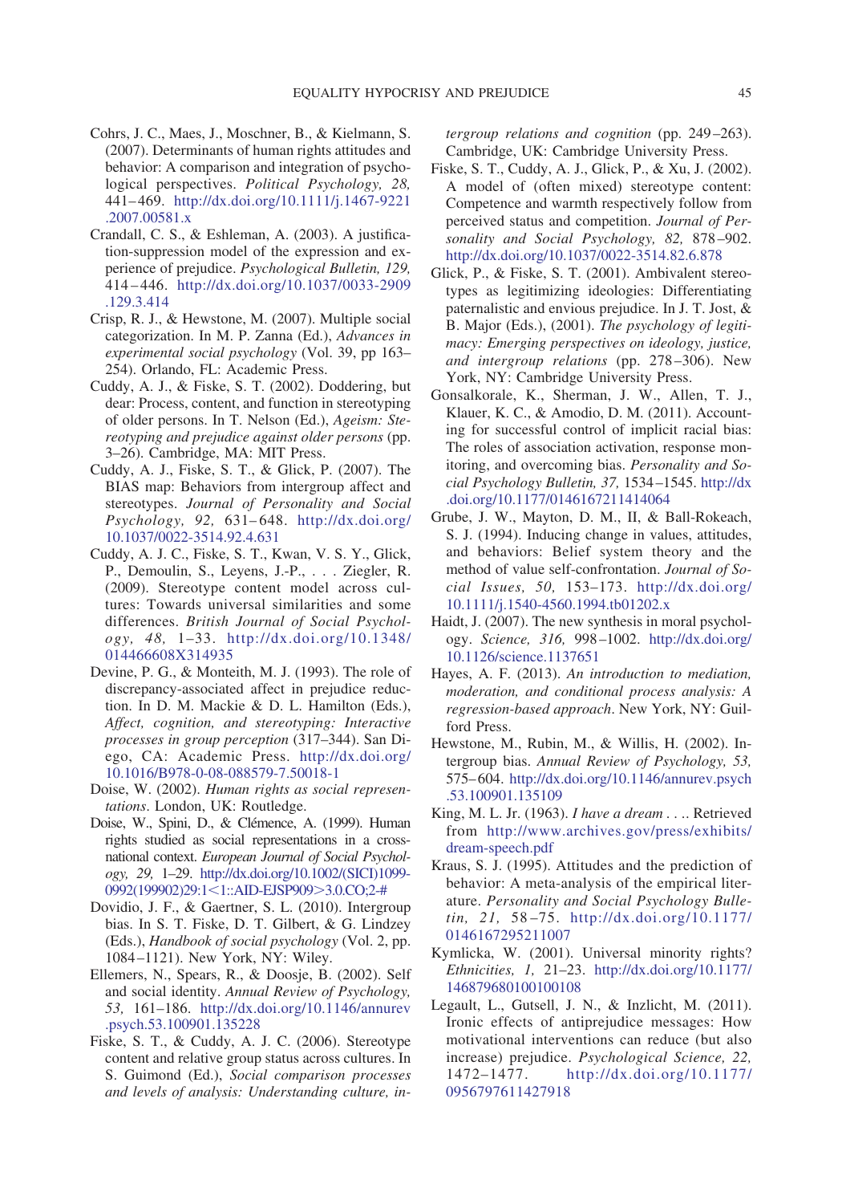Cohrs, J. C., Maes, J., Moschner, B., & Kielmann, S. (2007). Determinants of human rights attitudes and behavior: A comparison and integration of psychological perspectives. *Political Psychology, 28,* 441–469. http://dx.doi.org/10.1111/j.1467-9221.2007.00581.x

Crandall, C. S., & Eshleman, A. (2003). A justification-suppression model of the expression and experience of prejudice. *Psychological Bulletin, 129,* 414–446. http://dx.doi.org/10.1037/0033-2909.129.3.414

Crisp, R. J., & Hewstone, M. (2007). Multiple social categorization. In M. P. Zanna (Ed.), *Advances in experimental social psychology* (Vol. 39, pp 163–254). Orlando, FL: Academic Press.

Cuddy, A. J., & Fiske, S. T. (2002). Doddering, but dear: Process, content, and function in stereotyping of older persons. In T. Nelson (Ed.), *Ageism: Stereotyping and prejudice against older persons* (pp. 3–26). Cambridge, MA: MIT Press.

Cuddy, A. J., Fiske, S. T., & Glick, P. (2007). The BIAS map: Behaviors from intergroup affect and stereotypes. *Journal of Personality and Social Psychology, 92,* 631–648. http://dx.doi.org/10.1037/0022-3514.92.4.631

Cuddy, A. J. C., Fiske, S. T., Kwan, V. S. Y., Glick, P., Demoulin, S., Leyens, J.-P., . . . Ziegler, R. (2009). Stereotype content model across cultures: Towards universal similarities and some differences. *British Journal of Social Psychology, 48,* 1–33. http://dx.doi.org/10.1348/014466608X314935

Devine, P. G., & Monteith, M. J. (1993). The role of discrepancy-associated affect in prejudice reduction. In D. M. Mackie & D. L. Hamilton (Eds.), *Affect, cognition, and stereotyping: Interactive processes in group perception* (317–344). San Diego, CA: Academic Press. http://dx.doi.org/10.1016/B978-0-08-088579-7.50018-1

Doise, W. (2002). *Human rights as social representations*. London, UK: Routledge.

Doise, W., Spini, D., & Clémence, A. (1999). Human rights studied as social representations in a cross-national context. *European Journal of Social Psychology, 29,* 1–29. http://dx.doi.org/10.1002/(SICI)1099-0992(199902)29:1<1::AID-EJSP909>3.0.CO;2-#

Dovidio, J. F., & Gaertner, S. L. (2010). Intergroup bias. In S. T. Fiske, D. T. Gilbert, & G. Lindzey (Eds.), *Handbook of social psychology* (Vol. 2, pp. 1084–1121). New York, NY: Wiley.

Ellemers, N., Spears, R., & Doosje, B. (2002). Self and social identity. *Annual Review of Psychology, 53,* 161–186. http://dx.doi.org/10.1146/annurev.psych.53.100901.135228

Fiske, S. T., & Cuddy, A. J. C. (2006). Stereotype content and relative group status across cultures. In S. Guimond (Ed.), *Social comparison processes and levels of analysis: Understanding culture, intergroup relations and cognition* (pp. 249–263). Cambridge, UK: Cambridge University Press.

Fiske, S. T., Cuddy, A. J., Glick, P., & Xu, J. (2002). A model of (often mixed) stereotype content: Competence and warmth respectively follow from perceived status and competition. *Journal of Personality and Social Psychology, 82,* 878–902. http://dx.doi.org/10.1037/0022-3514.82.6.878

Glick, P., & Fiske, S. T. (2001). Ambivalent stereotypes as legitimizing ideologies: Differentiating paternalistic and envious prejudice. In J. T. Jost, & B. Major (Eds.), (2001). *The psychology of legitimacy: Emerging perspectives on ideology, justice, and intergroup relations* (pp. 278–306). New York, NY: Cambridge University Press.

Gonsalkorale, K., Sherman, J. W., Allen, T. J., Klauer, K. C., & Amodio, D. M. (2011). Accounting for successful control of implicit racial bias: The roles of association activation, response monitoring, and overcoming bias. *Personality and Social Psychology Bulletin, 37,* 1534–1545. http://dx.doi.org/10.1177/0146167211414064

Grube, J. W., Mayton, D. M., II, & Ball-Rokeach, S. J. (1994). Inducing change in values, attitudes, and behaviors: Belief system theory and the method of value self-confrontation. *Journal of Social Issues, 50,* 153–173. http://dx.doi.org/10.1111/j.1540-4560.1994.tb01202.x

Haidt, J. (2007). The new synthesis in moral psychology. *Science, 316,* 998–1002. http://dx.doi.org/10.1126/science.1137651

Hayes, A. F. (2013). *An introduction to mediation, moderation, and conditional process analysis: A regression-based approach*. New York, NY: Guilford Press.

Hewstone, M., Rubin, M., & Willis, H. (2002). Intergroup bias. *Annual Review of Psychology, 53,* 575–604. http://dx.doi.org/10.1146/annurev.psych.53.100901.135109

King, M. L. Jr. (1963). *I have a dream* . . .. Retrieved from http://www.archives.gov/press/exhibits/dream-speech.pdf

Kraus, S. J. (1995). Attitudes and the prediction of behavior: A meta-analysis of the empirical literature. *Personality and Social Psychology Bulletin, 21,* 58–75. http://dx.doi.org/10.1177/0146167295211007

Kymlicka, W. (2001). Universal minority rights? *Ethnicities, 1,* 21–23. http://dx.doi.org/10.1177/146879680100100108

Legault, L., Gutsell, J. N., & Inzlicht, M. (2011). Ironic effects of antiprejudice messages: How motivational interventions can reduce (but also increase) prejudice. *Psychological Science, 22,* 1472–1477. http://dx.doi.org/10.1177/0956797611427918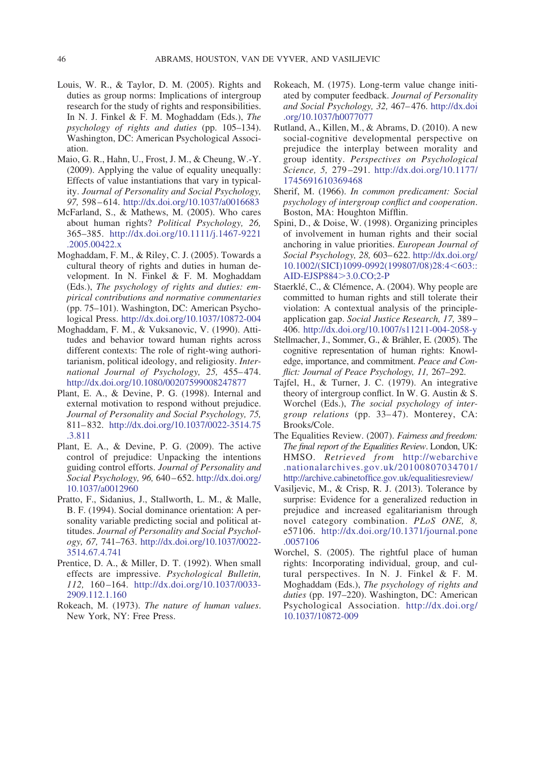Louis, W. R., & Taylor, D. M. (2005). Rights and duties as group norms: Implications of intergroup research for the study of rights and responsibilities. In N. J. Finkel & F. M. Moghaddam (Eds.), *The psychology of rights and duties* (pp. 105–134). Washington, DC: American Psychological Association.

Maio, G. R., Hahn, U., Frost, J. M., & Cheung, W.-Y. (2009). Applying the value of equality unequally: Effects of value instantiations that vary in typicality. *Journal of Personality and Social Psychology, 97,* 598–614. http://dx.doi.org/10.1037/a0016683

McFarland, S., & Mathews, M. (2005). Who cares about human rights? *Political Psychology, 26,* 365–385. http://dx.doi.org/10.1111/j.1467-9221.2005.00422.x

Moghaddam, F. M., & Riley, C. J. (2005). Towards a cultural theory of rights and duties in human development. In N. Finkel & F. M. Moghaddam (Eds.), *The psychology of rights and duties: empirical contributions and normative commentaries* (pp. 75–101). Washington, DC: American Psychological Press. http://dx.doi.org/10.1037/10872-004

Moghaddam, F. M., & Vuksanovic, V. (1990). Attitudes and behavior toward human rights across different contexts: The role of right-wing authoritarianism, political ideology, and religiosity. *International Journal of Psychology, 25,* 455–474. http://dx.doi.org/10.1080/00207599008247877

Plant, E. A., & Devine, P. G. (1998). Internal and external motivation to respond without prejudice. *Journal of Personality and Social Psychology, 75,* 811–832. http://dx.doi.org/10.1037/0022-3514.75.3.811

Plant, E. A., & Devine, P. G. (2009). The active control of prejudice: Unpacking the intentions guiding control efforts. *Journal of Personality and Social Psychology, 96,* 640–652. http://dx.doi.org/10.1037/a0012960

Pratto, F., Sidanius, J., Stallworth, L. M., & Malle, B. F. (1994). Social dominance orientation: A personality variable predicting social and political attitudes. *Journal of Personality and Social Psychology, 67,* 741–763. http://dx.doi.org/10.1037/0022-3514.67.4.741

Prentice, D. A., & Miller, D. T. (1992). When small effects are impressive. *Psychological Bulletin, 112,* 160–164. http://dx.doi.org/10.1037/0033-2909.112.1.160

Rokeach, M. (1973). *The nature of human values*. New York, NY: Free Press.

Rokeach, M. (1975). Long-term value change initiated by computer feedback. *Journal of Personality and Social Psychology, 32,* 467–476. http://dx.doi.org/10.1037/h0077077

Rutland, A., Killen, M., & Abrams, D. (2010). A new social-cognitive developmental perspective on prejudice the interplay between morality and group identity. *Perspectives on Psychological Science, 5,* 279–291. http://dx.doi.org/10.1177/1745691610369468

Sherif, M. (1966). *In common predicament: Social psychology of intergroup conflict and cooperation*. Boston, MA: Houghton Mifflin.

Spini, D., & Doise, W. (1998). Organizing principles of involvement in human rights and their social anchoring in value priorities. *European Journal of Social Psychology, 28,* 603–622. http://dx.doi.org/10.1002/(SICI)1099-0992(199807/08)28:4<603::AID-EJSP884>3.0.CO;2-P

Staerklé, C., & Clémence, A. (2004). Why people are committed to human rights and still tolerate their violation: A contextual analysis of the principle-application gap. *Social Justice Research, 17,* 389–406. http://dx.doi.org/10.1007/s11211-004-2058-y

Stellmacher, J., Sommer, G., & Brähler, E. (2005). The cognitive representation of human rights: Knowledge, importance, and commitment. *Peace and Conflict: Journal of Peace Psychology, 11,* 267–292.

Tajfel, H., & Turner, J. C. (1979). An integrative theory of intergroup conflict. In W. G. Austin & S. Worchel (Eds.), *The social psychology of intergroup relations* (pp. 33–47). Monterey, CA: Brooks/Cole.

The Equalities Review. (2007). *Fairness and freedom: The final report of the Equalities Review*. London, UK: HMSO. Retrieved from http://webarchive.nationalarchives.gov.uk/20100807034701/http://archive.cabinetoffice.gov.uk/equalitiesreview/

Vasiljevic, M., & Crisp, R. J. (2013). Tolerance by surprise: Evidence for a generalized reduction in prejudice and increased egalitarianism through novel category combination. *PLoS ONE, 8,* e57106. http://dx.doi.org/10.1371/journal.pone.0057106

Worchel, S. (2005). The rightful place of human rights: Incorporating individual, group, and cultural perspectives. In N. J. Finkel & F. M. Moghaddam (Eds.), *The psychology of rights and duties* (pp. 197–220). Washington, DC: American Psychological Association. http://dx.doi.org/10.1037/10872-009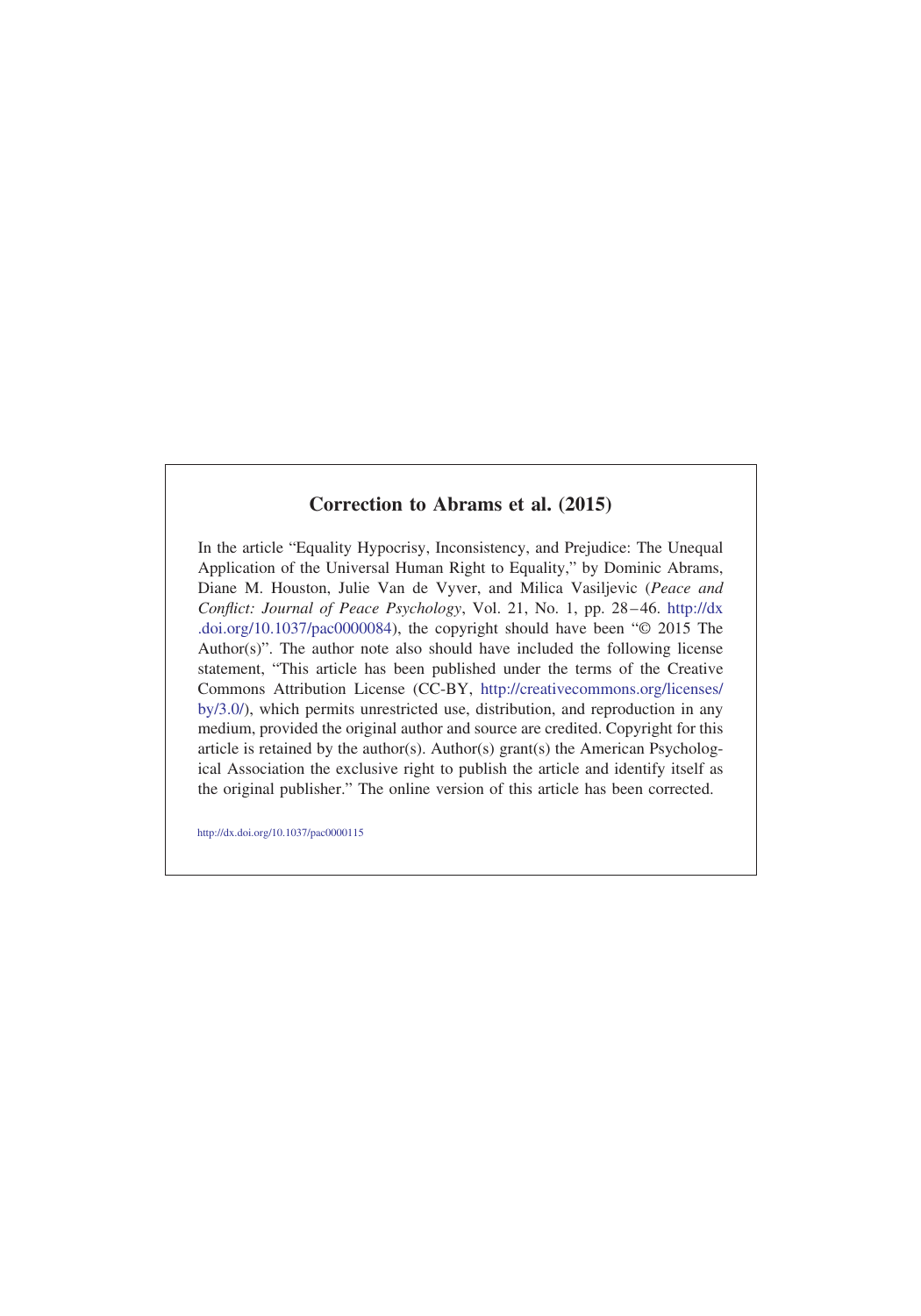## Correction to Abrams et al. (2015)

In the article "Equality Hypocrisy, Inconsistency, and Prejudice: The Unequal Application of the Universal Human Right to Equality," by Dominic Abrams, Diane M. Houston, Julie Van de Vyver, and Milica Vasiljevic (*Peace and Conflict: Journal of Peace Psychology*, Vol. 21, No. 1, pp. 28–46. http://dx.doi.org/10.1037/pac0000084), the copyright should have been "© 2015 The Author(s)". The author note also should have included the following license statement, "This article has been published under the terms of the Creative Commons Attribution License (CC-BY, http://creativecommons.org/licenses/by/3.0/), which permits unrestricted use, distribution, and reproduction in any medium, provided the original author and source are credited. Copyright for this article is retained by the author(s). Author(s) grant(s) the American Psychological Association the exclusive right to publish the article and identify itself as the original publisher." The online version of this article has been corrected.

http://dx.doi.org/10.1037/pac0000115